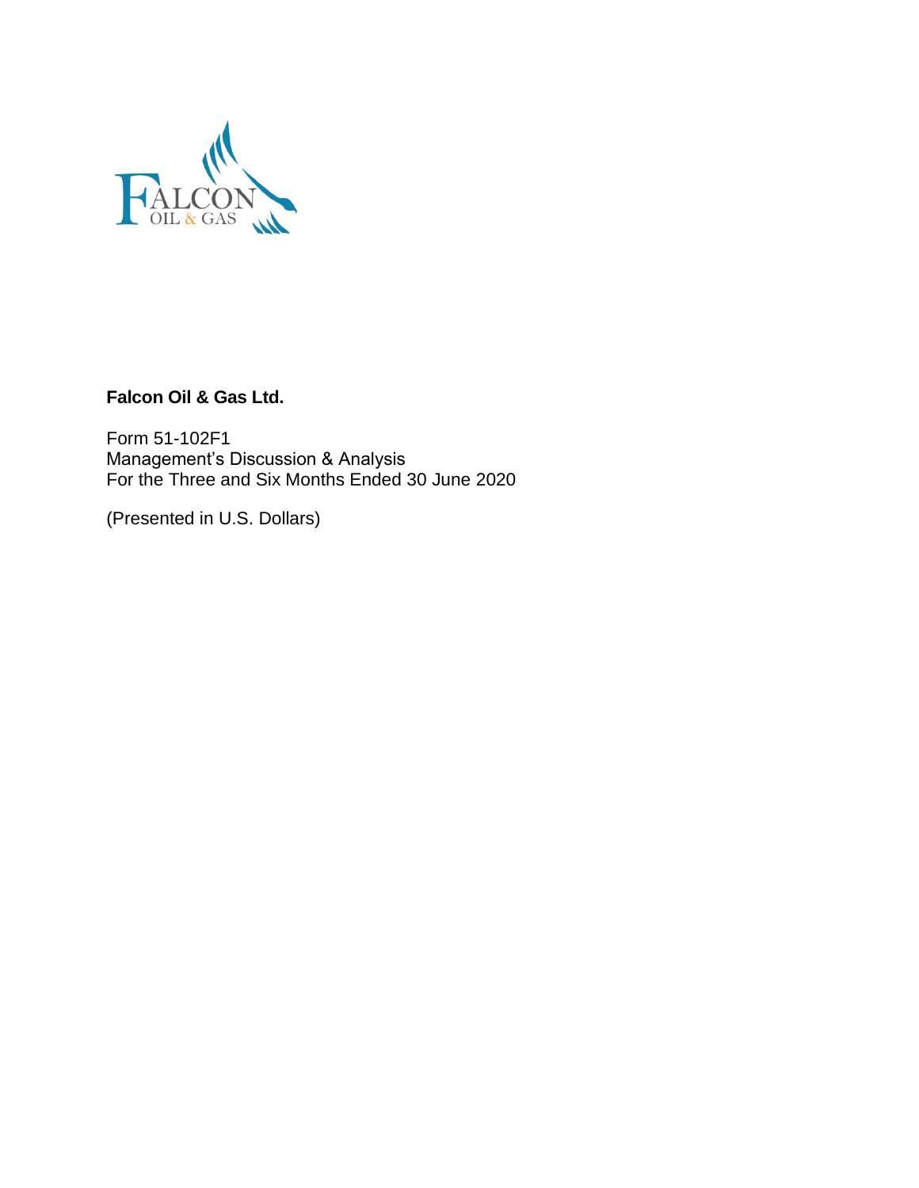**Falcon Oil & Gas Ltd.**

Form 51-102F1
Management's Discussion & Analysis
For the Three and Six Months Ended 30 June 2020

(Presented in U.S. Dollars)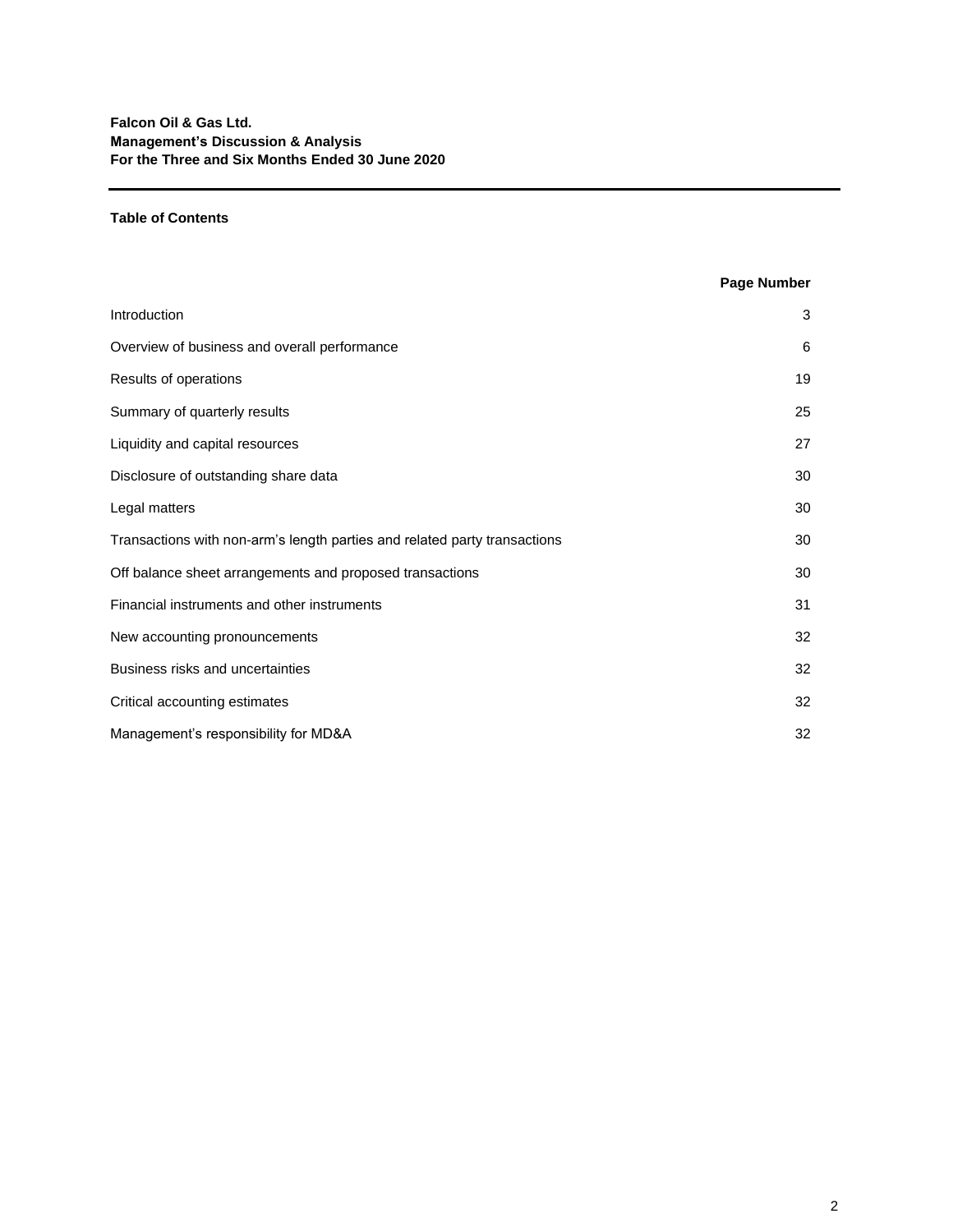**Falcon Oil & Gas Ltd.**
**Management's Discussion & Analysis**
**For the Three and Six Months Ended 30 June 2020**

## Table of Contents

| | Page Number |
|---|---|
| Introduction | 3 |
| Overview of business and overall performance | 6 |
| Results of operations | 19 |
| Summary of quarterly results | 25 |
| Liquidity and capital resources | 27 |
| Disclosure of outstanding share data | 30 |
| Legal matters | 30 |
| Transactions with non-arm's length parties and related party transactions | 30 |
| Off balance sheet arrangements and proposed transactions | 30 |
| Financial instruments and other instruments | 31 |
| New accounting pronouncements | 32 |
| Business risks and uncertainties | 32 |
| Critical accounting estimates | 32 |
| Management's responsibility for MD&A | 32 |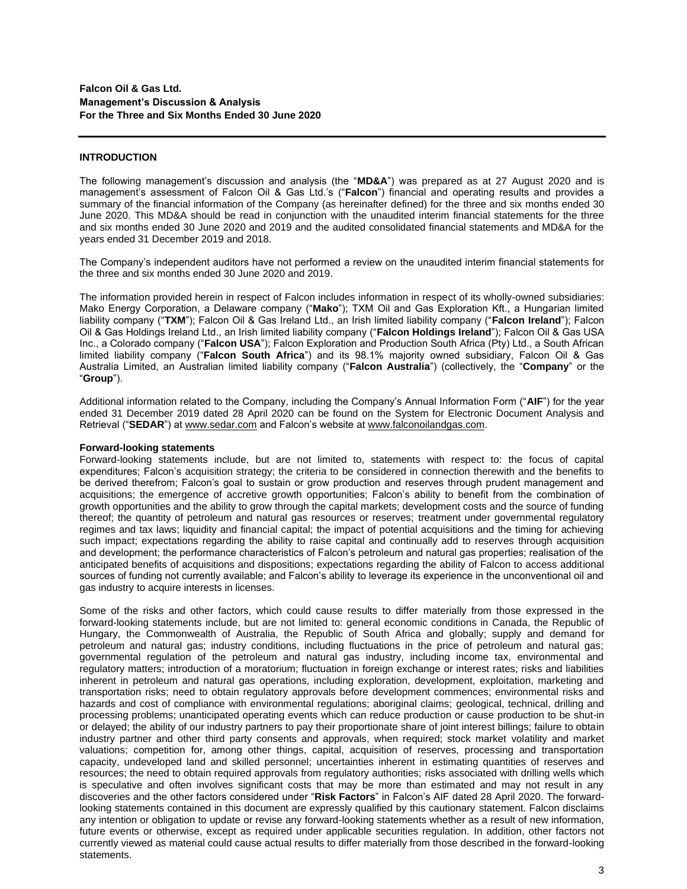**Falcon Oil & Gas Ltd.**
**Management's Discussion & Analysis**
**For the Three and Six Months Ended 30 June 2020**

## INTRODUCTION

The following management's discussion and analysis (the "**MD&A**") was prepared as at 27 August 2020 and is management's assessment of Falcon Oil & Gas Ltd.'s ("**Falcon**") financial and operating results and provides a summary of the financial information of the Company (as hereinafter defined) for the three and six months ended 30 June 2020. This MD&A should be read in conjunction with the unaudited interim financial statements for the three and six months ended 30 June 2020 and 2019 and the audited consolidated financial statements and MD&A for the years ended 31 December 2019 and 2018.

The Company's independent auditors have not performed a review on the unaudited interim financial statements for the three and six months ended 30 June 2020 and 2019.

The information provided herein in respect of Falcon includes information in respect of its wholly-owned subsidiaries: Mako Energy Corporation, a Delaware company ("**Mako**"); TXM Oil and Gas Exploration Kft., a Hungarian limited liability company ("**TXM**"); Falcon Oil & Gas Ireland Ltd., an Irish limited liability company ("**Falcon Ireland**"); Falcon Oil & Gas Holdings Ireland Ltd., an Irish limited liability company ("**Falcon Holdings Ireland**"); Falcon Oil & Gas USA Inc., a Colorado company ("**Falcon USA**"); Falcon Exploration and Production South Africa (Pty) Ltd., a South African limited liability company ("**Falcon South Africa**") and its 98.1% majority owned subsidiary, Falcon Oil & Gas Australia Limited, an Australian limited liability company ("**Falcon Australia**") (collectively, the "**Company**" or the "**Group**").

Additional information related to the Company, including the Company's Annual Information Form ("**AIF**") for the year ended 31 December 2019 dated 28 April 2020 can be found on the System for Electronic Document Analysis and Retrieval ("**SEDAR**") at www.sedar.com and Falcon's website at www.falconoilandgas.com.

### Forward-looking statements

Forward-looking statements include, but are not limited to, statements with respect to: the focus of capital expenditures; Falcon's acquisition strategy; the criteria to be considered in connection therewith and the benefits to be derived therefrom; Falcon's goal to sustain or grow production and reserves through prudent management and acquisitions; the emergence of accretive growth opportunities; Falcon's ability to benefit from the combination of growth opportunities and the ability to grow through the capital markets; development costs and the source of funding thereof; the quantity of petroleum and natural gas resources or reserves; treatment under governmental regulatory regimes and tax laws; liquidity and financial capital; the impact of potential acquisitions and the timing for achieving such impact; expectations regarding the ability to raise capital and continually add to reserves through acquisition and development; the performance characteristics of Falcon's petroleum and natural gas properties; realisation of the anticipated benefits of acquisitions and dispositions; expectations regarding the ability of Falcon to access additional sources of funding not currently available; and Falcon's ability to leverage its experience in the unconventional oil and gas industry to acquire interests in licenses.

Some of the risks and other factors, which could cause results to differ materially from those expressed in the forward-looking statements include, but are not limited to: general economic conditions in Canada, the Republic of Hungary, the Commonwealth of Australia, the Republic of South Africa and globally; supply and demand for petroleum and natural gas; industry conditions, including fluctuations in the price of petroleum and natural gas; governmental regulation of the petroleum and natural gas industry, including income tax, environmental and regulatory matters; introduction of a moratorium; fluctuation in foreign exchange or interest rates; risks and liabilities inherent in petroleum and natural gas operations, including exploration, development, exploitation, marketing and transportation risks; need to obtain regulatory approvals before development commences; environmental risks and hazards and cost of compliance with environmental regulations; aboriginal claims; geological, technical, drilling and processing problems; unanticipated operating events which can reduce production or cause production to be shut-in or delayed; the ability of our industry partners to pay their proportionate share of joint interest billings; failure to obtain industry partner and other third party consents and approvals, when required; stock market volatility and market valuations; competition for, among other things, capital, acquisition of reserves, processing and transportation capacity, undeveloped land and skilled personnel; uncertainties inherent in estimating quantities of reserves and resources; the need to obtain required approvals from regulatory authorities; risks associated with drilling wells which is speculative and often involves significant costs that may be more than estimated and may not result in any discoveries and the other factors considered under "**Risk Factors**" in Falcon's AIF dated 28 April 2020. The forward-looking statements contained in this document are expressly qualified by this cautionary statement. Falcon disclaims any intention or obligation to update or revise any forward-looking statements whether as a result of new information, future events or otherwise, except as required under applicable securities regulation. In addition, other factors not currently viewed as material could cause actual results to differ materially from those described in the forward-looking statements.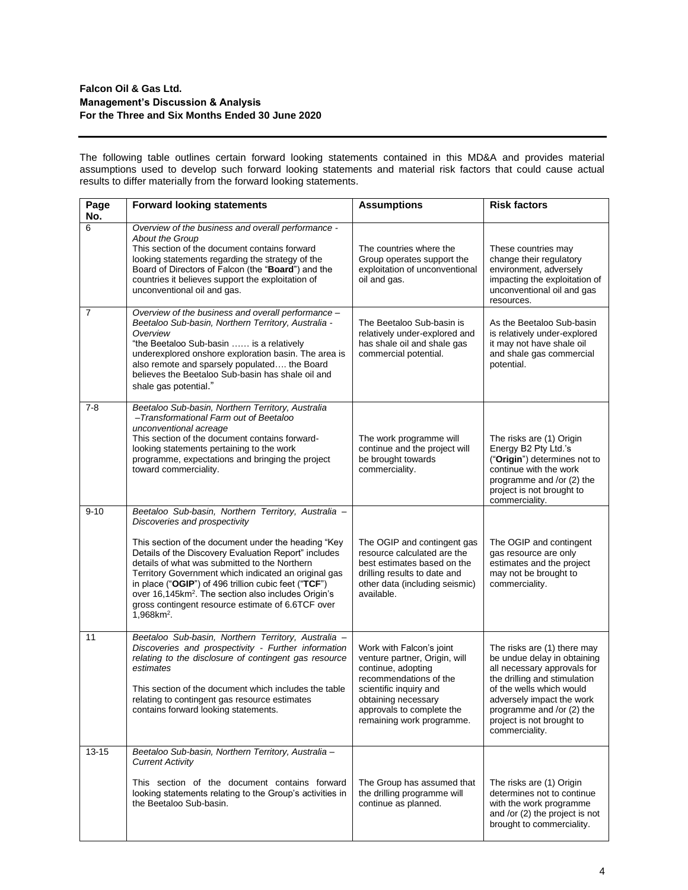The following table outlines certain forward looking statements contained in this MD&A and provides material assumptions used to develop such forward looking statements and material risk factors that could cause actual results to differ materially from the forward looking statements.

| Page No. | Forward looking statements | Assumptions | Risk factors |
|---|---|---|---|
| 6 | *Overview of the business and overall performance - About the Group*<br>This section of the document contains forward looking statements regarding the strategy of the Board of Directors of Falcon (the "**Board**") and the countries it believes support the exploitation of unconventional oil and gas. | The countries where the Group operates support the exploitation of unconventional oil and gas. | These countries may change their regulatory environment, adversely impacting the exploitation of unconventional oil and gas resources. |
| 7 | *Overview of the business and overall performance – Beetaloo Sub-basin, Northern Territory, Australia - Overview*<br>"the Beetaloo Sub-basin …… is a relatively underexplored onshore exploration basin. The area is also remote and sparsely populated…. the Board believes the Beetaloo Sub-basin has shale oil and shale gas potential." | The Beetaloo Sub-basin is relatively under-explored and has shale oil and shale gas commercial potential. | As the Beetaloo Sub-basin is relatively under-explored it may not have shale oil and shale gas commercial potential. |
| 7-8 | *Beetaloo Sub-basin, Northern Territory, Australia –Transformational Farm out of Beetaloo unconventional acreage*<br>This section of the document contains forward-looking statements pertaining to the work programme, expectations and bringing the project toward commerciality. | The work programme will continue and the project will be brought towards commerciality. | The risks are (1) Origin Energy B2 Pty Ltd.'s ("**Origin**") determines not to continue with the work programme and /or (2) the project is not brought to commerciality. |
| 9-10 | *Beetaloo Sub-basin, Northern Territory, Australia – Discoveries and prospectivity*<br><br>This section of the document under the heading "Key Details of the Discovery Evaluation Report" includes details of what was submitted to the Northern Territory Government which indicated an original gas in place ("**OGIP**") of 496 trillion cubic feet ("**TCF**") over 16,145km². The section also includes Origin's gross contingent resource estimate of 6.6TCF over 1,968km². | The OGIP and contingent gas resource calculated are the best estimates based on the drilling results to date and other data (including seismic) available. | The OGIP and contingent gas resource are only estimates and the project may not be brought to commerciality. |
| 11 | *Beetaloo Sub-basin, Northern Territory, Australia – Discoveries and prospectivity - Further information relating to the disclosure of contingent gas resource estimates*<br><br>This section of the document which includes the table relating to contingent gas resource estimates contains forward looking statements. | Work with Falcon's joint venture partner, Origin, will continue, adopting recommendations of the scientific inquiry and obtaining necessary approvals to complete the remaining work programme. | The risks are (1) there may be undue delay in obtaining all necessary approvals for the drilling and stimulation of the wells which would adversely impact the work programme and /or (2) the project is not brought to commerciality. |
| 13-15 | *Beetaloo Sub-basin, Northern Territory, Australia – Current Activity*<br><br>This section of the document contains forward looking statements relating to the Group's activities in the Beetaloo Sub-basin. | The Group has assumed that the drilling programme will continue as planned. | The risks are (1) Origin determines not to continue with the work programme and /or (2) the project is not brought to commerciality. |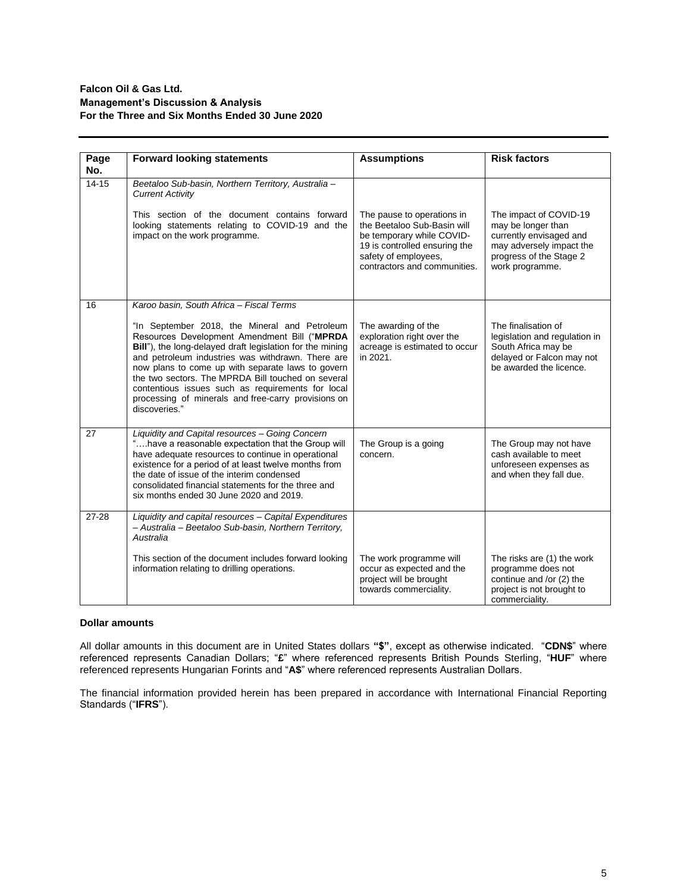| Page No. | Forward looking statements | Assumptions | Risk factors |
|---|---|---|---|
| 14-15 | *Beetaloo Sub-basin, Northern Territory, Australia – Current Activity*<br><br>This section of the document contains forward looking statements relating to COVID-19 and the impact on the work programme. | The pause to operations in the Beetaloo Sub-Basin will be temporary while COVID-19 is controlled ensuring the safety of employees, contractors and communities. | The impact of COVID-19 may be longer than currently envisaged and may adversely impact the progress of the Stage 2 work programme. |
| 16 | *Karoo basin, South Africa – Fiscal Terms*<br><br>"In September 2018, the Mineral and Petroleum Resources Development Amendment Bill ("**MPRDA Bill**"), the long-delayed draft legislation for the mining and petroleum industries was withdrawn. There are now plans to come up with separate laws to govern the two sectors. The MPRDA Bill touched on several contentious issues such as requirements for local processing of minerals and free-carry provisions on discoveries." | The awarding of the exploration right over the acreage is estimated to occur in 2021. | The finalisation of legislation and regulation in South Africa may be delayed or Falcon may not be awarded the licence. |
| 27 | *Liquidity and Capital resources – Going Concern*<br>"….have a reasonable expectation that the Group will have adequate resources to continue in operational existence for a period of at least twelve months from the date of issue of the interim condensed consolidated financial statements for the three and six months ended 30 June 2020 and 2019. | The Group is a going concern. | The Group may not have cash available to meet unforeseen expenses as and when they fall due. |
| 27-28 | *Liquidity and capital resources – Capital Expenditures – Australia – Beetaloo Sub-basin, Northern Territory, Australia*<br><br>This section of the document includes forward looking information relating to drilling operations. | The work programme will occur as expected and the project will be brought towards commerciality. | The risks are (1) the work programme does not continue and /or (2) the project is not brought to commerciality. |

**Dollar amounts**

All dollar amounts in this document are in United States dollars **"$"**, except as otherwise indicated. "**CDN$**" where referenced represents Canadian Dollars; "**£**" where referenced represents British Pounds Sterling, "**HUF**" where referenced represents Hungarian Forints and "**A$**" where referenced represents Australian Dollars.

The financial information provided herein has been prepared in accordance with International Financial Reporting Standards ("**IFRS**").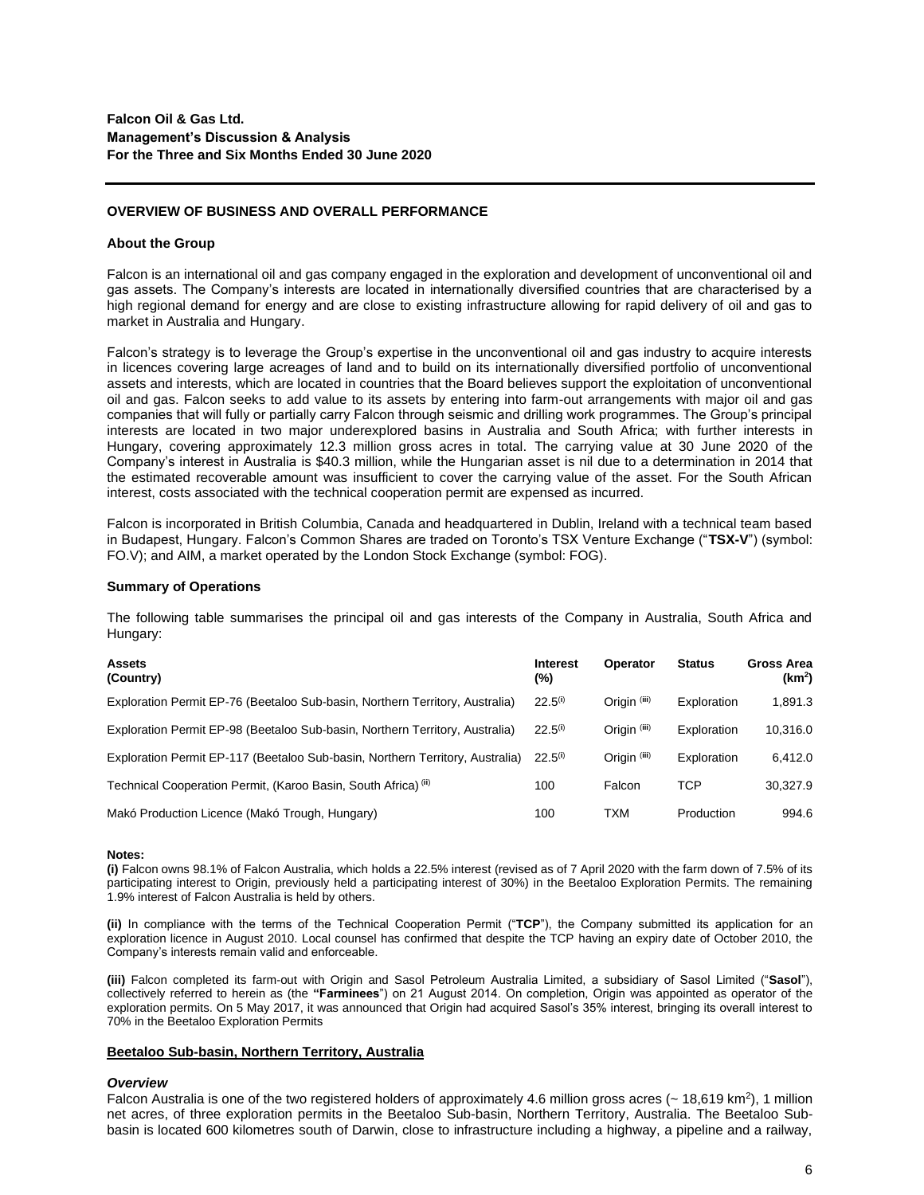**Falcon Oil & Gas Ltd.**
**Management's Discussion & Analysis**
**For the Three and Six Months Ended 30 June 2020**

## OVERVIEW OF BUSINESS AND OVERALL PERFORMANCE

### About the Group

Falcon is an international oil and gas company engaged in the exploration and development of unconventional oil and gas assets. The Company's interests are located in internationally diversified countries that are characterised by a high regional demand for energy and are close to existing infrastructure allowing for rapid delivery of oil and gas to market in Australia and Hungary.

Falcon's strategy is to leverage the Group's expertise in the unconventional oil and gas industry to acquire interests in licences covering large acreages of land and to build on its internationally diversified portfolio of unconventional assets and interests, which are located in countries that the Board believes support the exploitation of unconventional oil and gas. Falcon seeks to add value to its assets by entering into farm-out arrangements with major oil and gas companies that will fully or partially carry Falcon through seismic and drilling work programmes. The Group's principal interests are located in two major underexplored basins in Australia and South Africa; with further interests in Hungary, covering approximately 12.3 million gross acres in total. The carrying value at 30 June 2020 of the Company's interest in Australia is $40.3 million, while the Hungarian asset is nil due to a determination in 2014 that the estimated recoverable amount was insufficient to cover the carrying value of the asset. For the South African interest, costs associated with the technical cooperation permit are expensed as incurred.

Falcon is incorporated in British Columbia, Canada and headquartered in Dublin, Ireland with a technical team based in Budapest, Hungary. Falcon's Common Shares are traded on Toronto's TSX Venture Exchange ("**TSX-V**") (symbol: FO.V); and AIM, a market operated by the London Stock Exchange (symbol: FOG).

### Summary of Operations

The following table summarises the principal oil and gas interests of the Company in Australia, South Africa and Hungary:

| Assets (Country) | Interest (%) | Operator | Status | Gross Area ($km^2$) |
|---|---|---|---|---|
| Exploration Permit EP-76 (Beetaloo Sub-basin, Northern Territory, Australia) | 22.5[(i)] | Origin [(iii)] | Exploration | 1,891.3 |
| Exploration Permit EP-98 (Beetaloo Sub-basin, Northern Territory, Australia) | 22.5[(i)] | Origin [(iii)] | Exploration | 10,316.0 |
| Exploration Permit EP-117 (Beetaloo Sub-basin, Northern Territory, Australia) | 22.5[(i)] | Origin [(iii)] | Exploration | 6,412.0 |
| Technical Cooperation Permit, (Karoo Basin, South Africa) [(ii)] | 100 | Falcon | TCP | 30,327.9 |
| Makó Production Licence (Makó Trough, Hungary) | 100 | TXM | Production | 994.6 |

**Notes:**

**(i)** Falcon owns 98.1% of Falcon Australia, which holds a 22.5% interest (revised as of 7 April 2020 with the farm down of 7.5% of its participating interest to Origin, previously held a participating interest of 30%) in the Beetaloo Exploration Permits. The remaining 1.9% interest of Falcon Australia is held by others.

**(ii)** In compliance with the terms of the Technical Cooperation Permit ("**TCP**"), the Company submitted its application for an exploration licence in August 2010. Local counsel has confirmed that despite the TCP having an expiry date of October 2010, the Company's interests remain valid and enforceable.

**(iii)** Falcon completed its farm-out with Origin and Sasol Petroleum Australia Limited, a subsidiary of Sasol Limited ("**Sasol**"), collectively referred to herein as (the **"Farminees"**) on 21 August 2014. On completion, Origin was appointed as operator of the exploration permits. On 5 May 2017, it was announced that Origin had acquired Sasol's 35% interest, bringing its overall interest to 70% in the Beetaloo Exploration Permits

### Beetaloo Sub-basin, Northern Territory, Australia

#### *Overview*

Falcon Australia is one of the two registered holders of approximately 4.6 million gross acres (~ 18,619 $km^2$), 1 million net acres, of three exploration permits in the Beetaloo Sub-basin, Northern Territory, Australia. The Beetaloo Sub-basin is located 600 kilometres south of Darwin, close to infrastructure including a highway, a pipeline and a railway,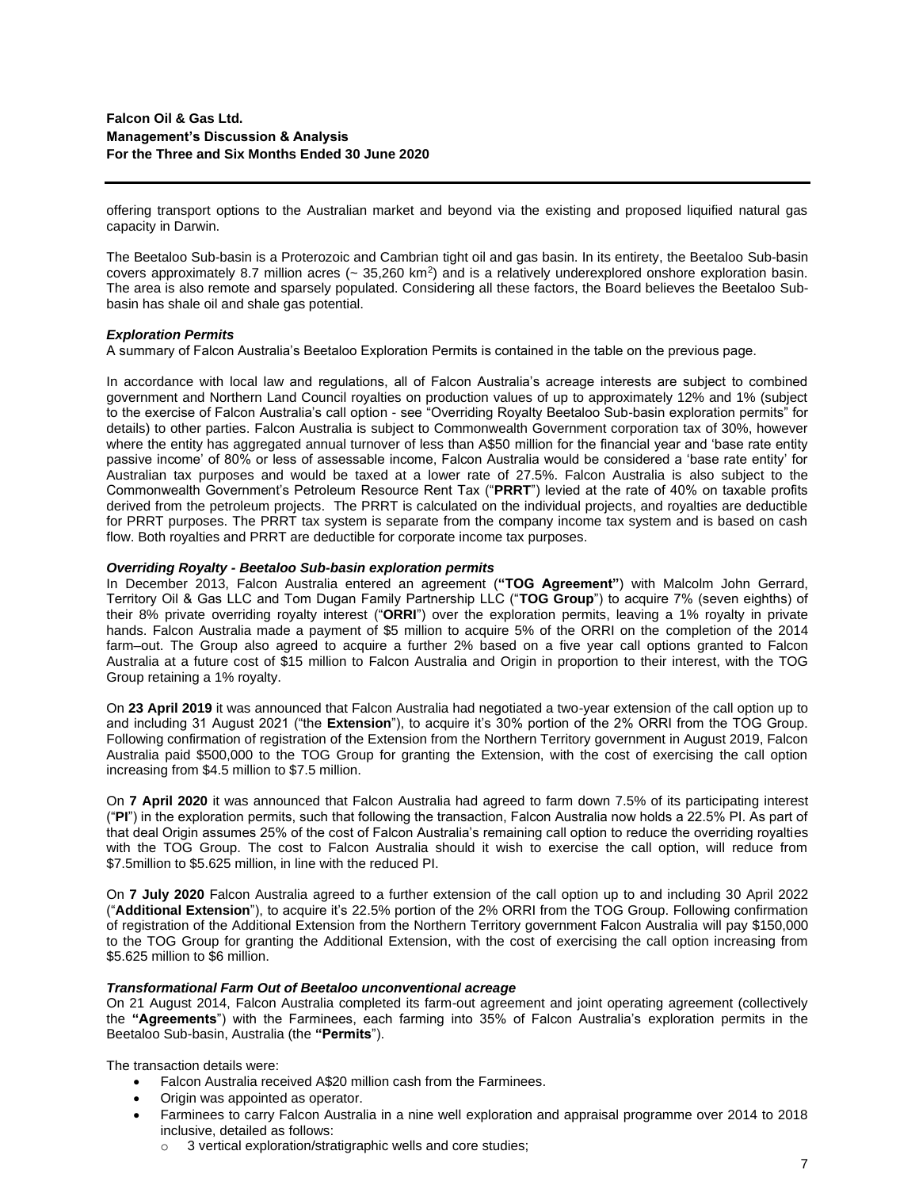offering transport options to the Australian market and beyond via the existing and proposed liquified natural gas capacity in Darwin.

The Beetaloo Sub-basin is a Proterozoic and Cambrian tight oil and gas basin. In its entirety, the Beetaloo Sub-basin covers approximately 8.7 million acres (~ 35,260 km$^2$) and is a relatively underexplored onshore exploration basin. The area is also remote and sparsely populated. Considering all these factors, the Board believes the Beetaloo Sub-basin has shale oil and shale gas potential.

***Exploration Permits***

A summary of Falcon Australia's Beetaloo Exploration Permits is contained in the table on the previous page.

In accordance with local law and regulations, all of Falcon Australia's acreage interests are subject to combined government and Northern Land Council royalties on production values of up to approximately 12% and 1% (subject to the exercise of Falcon Australia's call option - see "Overriding Royalty Beetaloo Sub-basin exploration permits" for details) to other parties. Falcon Australia is subject to Commonwealth Government corporation tax of 30%, however where the entity has aggregated annual turnover of less than A$50 million for the financial year and 'base rate entity passive income' of 80% or less of assessable income, Falcon Australia would be considered a 'base rate entity' for Australian tax purposes and would be taxed at a lower rate of 27.5%. Falcon Australia is also subject to the Commonwealth Government's Petroleum Resource Rent Tax ("**PRRT**") levied at the rate of 40% on taxable profits derived from the petroleum projects. The PRRT is calculated on the individual projects, and royalties are deductible for PRRT purposes. The PRRT tax system is separate from the company income tax system and is based on cash flow. Both royalties and PRRT are deductible for corporate income tax purposes.

***Overriding Royalty - Beetaloo Sub-basin exploration permits***

In December 2013, Falcon Australia entered an agreement (**"TOG Agreement"**) with Malcolm John Gerrard, Territory Oil & Gas LLC and Tom Dugan Family Partnership LLC ("**TOG Group**") to acquire 7% (seven eighths) of their 8% private overriding royalty interest ("**ORRI**") over the exploration permits, leaving a 1% royalty in private hands. Falcon Australia made a payment of $5 million to acquire 5% of the ORRI on the completion of the 2014 farm–out. The Group also agreed to acquire a further 2% based on a five year call options granted to Falcon Australia at a future cost of $15 million to Falcon Australia and Origin in proportion to their interest, with the TOG Group retaining a 1% royalty.

On **23 April 2019** it was announced that Falcon Australia had negotiated a two-year extension of the call option up to and including 31 August 2021 ("the **Extension**"), to acquire it's 30% portion of the 2% ORRI from the TOG Group. Following confirmation of registration of the Extension from the Northern Territory government in August 2019, Falcon Australia paid $500,000 to the TOG Group for granting the Extension, with the cost of exercising the call option increasing from $4.5 million to $7.5 million.

On **7 April 2020** it was announced that Falcon Australia had agreed to farm down 7.5% of its participating interest ("**PI**") in the exploration permits, such that following the transaction, Falcon Australia now holds a 22.5% PI. As part of that deal Origin assumes 25% of the cost of Falcon Australia's remaining call option to reduce the overriding royalties with the TOG Group. The cost to Falcon Australia should it wish to exercise the call option, will reduce from $7.5million to $5.625 million, in line with the reduced PI.

On **7 July 2020** Falcon Australia agreed to a further extension of the call option up to and including 30 April 2022 ("**Additional Extension**"), to acquire it's 22.5% portion of the 2% ORRI from the TOG Group. Following confirmation of registration of the Additional Extension from the Northern Territory government Falcon Australia will pay $150,000 to the TOG Group for granting the Additional Extension, with the cost of exercising the call option increasing from $5.625 million to $6 million.

***Transformational Farm Out of Beetaloo unconventional acreage***

On 21 August 2014, Falcon Australia completed its farm-out agreement and joint operating agreement (collectively the **"Agreements"**) with the Farminees, each farming into 35% of Falcon Australia's exploration permits in the Beetaloo Sub-basin, Australia (the **"Permits"**).

The transaction details were:

- Falcon Australia received A$20 million cash from the Farminees.
- Origin was appointed as operator.
- Farminees to carry Falcon Australia in a nine well exploration and appraisal programme over 2014 to 2018 inclusive, detailed as follows:
  - 3 vertical exploration/stratigraphic wells and core studies;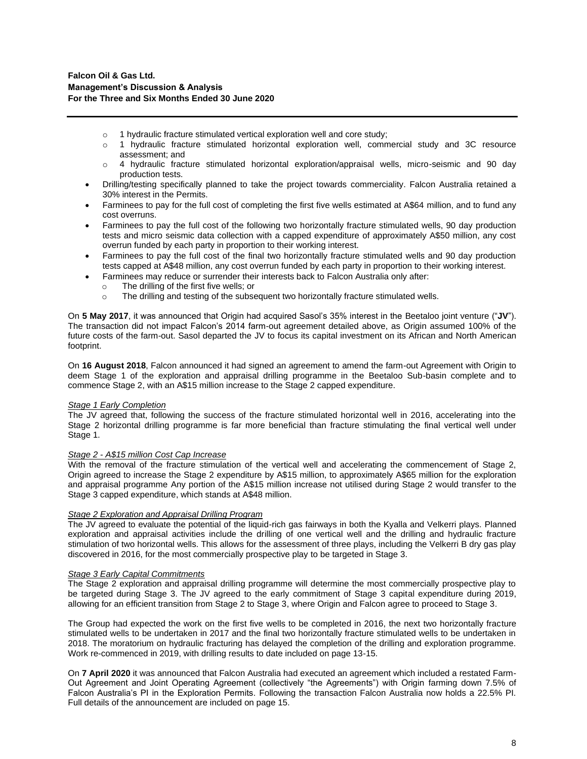- 1 hydraulic fracture stimulated vertical exploration well and core study;
  - 1 hydraulic fracture stimulated horizontal exploration well, commercial study and 3C resource assessment; and
  - 4 hydraulic fracture stimulated horizontal exploration/appraisal wells, micro-seismic and 90 day production tests.
- Drilling/testing specifically planned to take the project towards commerciality. Falcon Australia retained a 30% interest in the Permits.
- Farminees to pay for the full cost of completing the first five wells estimated at A$64 million, and to fund any cost overruns.
- Farminees to pay the full cost of the following two horizontally fracture stimulated wells, 90 day production tests and micro seismic data collection with a capped expenditure of approximately A$50 million, any cost overrun funded by each party in proportion to their working interest.
- Farminees to pay the full cost of the final two horizontally fracture stimulated wells and 90 day production tests capped at A$48 million, any cost overrun funded by each party in proportion to their working interest.
- Farminees may reduce or surrender their interests back to Falcon Australia only after:
  - The drilling of the first five wells; or
  - The drilling and testing of the subsequent two horizontally fracture stimulated wells.

On **5 May 2017**, it was announced that Origin had acquired Sasol's 35% interest in the Beetaloo joint venture ("**JV**"). The transaction did not impact Falcon's 2014 farm-out agreement detailed above, as Origin assumed 100% of the future costs of the farm-out. Sasol departed the JV to focus its capital investment on its African and North American footprint.

On **16 August 2018**, Falcon announced it had signed an agreement to amend the farm-out Agreement with Origin to deem Stage 1 of the exploration and appraisal drilling programme in the Beetaloo Sub-basin complete and to commence Stage 2, with an A$15 million increase to the Stage 2 capped expenditure.

*Stage 1 Early Completion*

The JV agreed that, following the success of the fracture stimulated horizontal well in 2016, accelerating into the Stage 2 horizontal drilling programme is far more beneficial than fracture stimulating the final vertical well under Stage 1.

*Stage 2 - A$15 million Cost Cap Increase*

With the removal of the fracture stimulation of the vertical well and accelerating the commencement of Stage 2, Origin agreed to increase the Stage 2 expenditure by A$15 million, to approximately A$65 million for the exploration and appraisal programme Any portion of the A$15 million increase not utilised during Stage 2 would transfer to the Stage 3 capped expenditure, which stands at A$48 million.

*Stage 2 Exploration and Appraisal Drilling Program*

The JV agreed to evaluate the potential of the liquid-rich gas fairways in both the Kyalla and Velkerri plays. Planned exploration and appraisal activities include the drilling of one vertical well and the drilling and hydraulic fracture stimulation of two horizontal wells. This allows for the assessment of three plays, including the Velkerri B dry gas play discovered in 2016, for the most commercially prospective play to be targeted in Stage 3.

*Stage 3 Early Capital Commitments*

The Stage 2 exploration and appraisal drilling programme will determine the most commercially prospective play to be targeted during Stage 3. The JV agreed to the early commitment of Stage 3 capital expenditure during 2019, allowing for an efficient transition from Stage 2 to Stage 3, where Origin and Falcon agree to proceed to Stage 3.

The Group had expected the work on the first five wells to be completed in 2016, the next two horizontally fracture stimulated wells to be undertaken in 2017 and the final two horizontally fracture stimulated wells to be undertaken in 2018. The moratorium on hydraulic fracturing has delayed the completion of the drilling and exploration programme. Work re-commenced in 2019, with drilling results to date included on page 13-15.

On **7 April 2020** it was announced that Falcon Australia had executed an agreement which included a restated Farm-Out Agreement and Joint Operating Agreement (collectively "the Agreements") with Origin farming down 7.5% of Falcon Australia's PI in the Exploration Permits. Following the transaction Falcon Australia now holds a 22.5% PI. Full details of the announcement are included on page 15.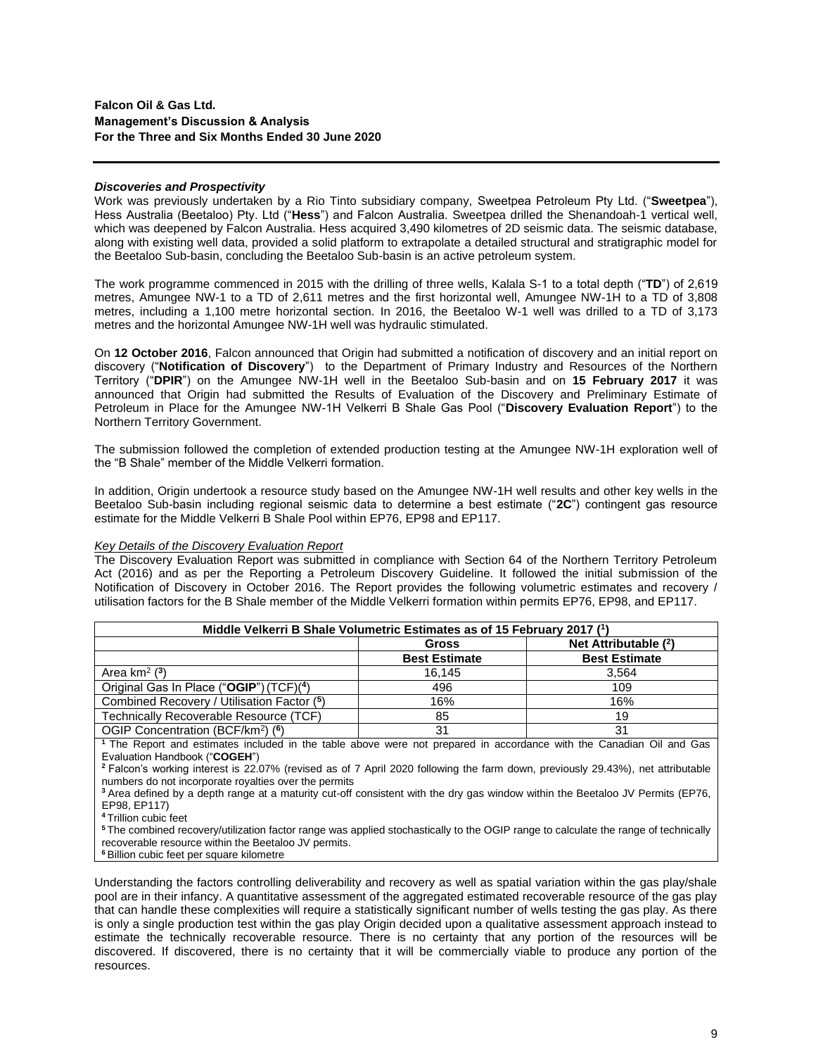### *Discoveries and Prospectivity*

Work was previously undertaken by a Rio Tinto subsidiary company, Sweetpea Petroleum Pty Ltd. ("**Sweetpea**"), Hess Australia (Beetaloo) Pty. Ltd ("**Hess**") and Falcon Australia. Sweetpea drilled the Shenandoah-1 vertical well, which was deepened by Falcon Australia. Hess acquired 3,490 kilometres of 2D seismic data. The seismic database, along with existing well data, provided a solid platform to extrapolate a detailed structural and stratigraphic model for the Beetaloo Sub-basin, concluding the Beetaloo Sub-basin is an active petroleum system.

The work programme commenced in 2015 with the drilling of three wells, Kalala S-1 to a total depth ("**TD**") of 2,619 metres, Amungee NW-1 to a TD of 2,611 metres and the first horizontal well, Amungee NW-1H to a TD of 3,808 metres, including a 1,100 metre horizontal section. In 2016, the Beetaloo W-1 well was drilled to a TD of 3,173 metres and the horizontal Amungee NW-1H well was hydraulic stimulated.

On **12 October 2016**, Falcon announced that Origin had submitted a notification of discovery and an initial report on discovery ("**Notification of Discovery**") to the Department of Primary Industry and Resources of the Northern Territory ("**DPIR**") on the Amungee NW-1H well in the Beetaloo Sub-basin and on **15 February 2017** it was announced that Origin had submitted the Results of Evaluation of the Discovery and Preliminary Estimate of Petroleum in Place for the Amungee NW-1H Velkerri B Shale Gas Pool ("**Discovery Evaluation Report**") to the Northern Territory Government.

The submission followed the completion of extended production testing at the Amungee NW-1H exploration well of the "B Shale" member of the Middle Velkerri formation.

In addition, Origin undertook a resource study based on the Amungee NW-1H well results and other key wells in the Beetaloo Sub-basin including regional seismic data to determine a best estimate ("**2C**") contingent gas resource estimate for the Middle Velkerri B Shale Pool within EP76, EP98 and EP117.

*Key Details of the Discovery Evaluation Report*

The Discovery Evaluation Report was submitted in compliance with Section 64 of the Northern Territory Petroleum Act (2016) and as per the Reporting a Petroleum Discovery Guideline. It followed the initial submission of the Notification of Discovery in October 2016. The Report provides the following volumetric estimates and recovery / utilisation factors for the B Shale member of the Middle Velkerri formation within permits EP76, EP98, and EP117.

| Middle Velkerri B Shale Volumetric Estimates as of 15 February 2017 ([1]) | | |
|---|---|---|
| | **Gross** | **Net Attributable ([2])** |
| | **Best Estimate** | **Best Estimate** |
| Area km$^2$ ([3]) | 16,145 | 3,564 |
| Original Gas In Place ("**OGIP**") (TCF)([4]) | 496 | 109 |
| Combined Recovery / Utilisation Factor ([5]) | 16% | 16% |
| Technically Recoverable Resource (TCF) | 85 | 19 |
| OGIP Concentration (BCF/km$^2$) ([6]) | 31 | 31 |

[1] The Report and estimates included in the table above were not prepared in accordance with the Canadian Oil and Gas Evaluation Handbook ("**COGEH**")
[2] Falcon's working interest is 22.07% (revised as of 7 April 2020 following the farm down, previously 29.43%), net attributable numbers do not incorporate royalties over the permits
[3] Area defined by a depth range at a maturity cut-off consistent with the dry gas window within the Beetaloo JV Permits (EP76, EP98, EP117)
[4] Trillion cubic feet
[5] The combined recovery/utilization factor range was applied stochastically to the OGIP range to calculate the range of technically recoverable resource within the Beetaloo JV permits.
[6] Billion cubic feet per square kilometre

Understanding the factors controlling deliverability and recovery as well as spatial variation within the gas play/shale pool are in their infancy. A quantitative assessment of the aggregated estimated recoverable resource of the gas play that can handle these complexities will require a statistically significant number of wells testing the gas play. As there is only a single production test within the gas play Origin decided upon a qualitative assessment approach instead to estimate the technically recoverable resource. There is no certainty that any portion of the resources will be discovered. If discovered, there is no certainty that it will be commercially viable to produce any portion of the resources.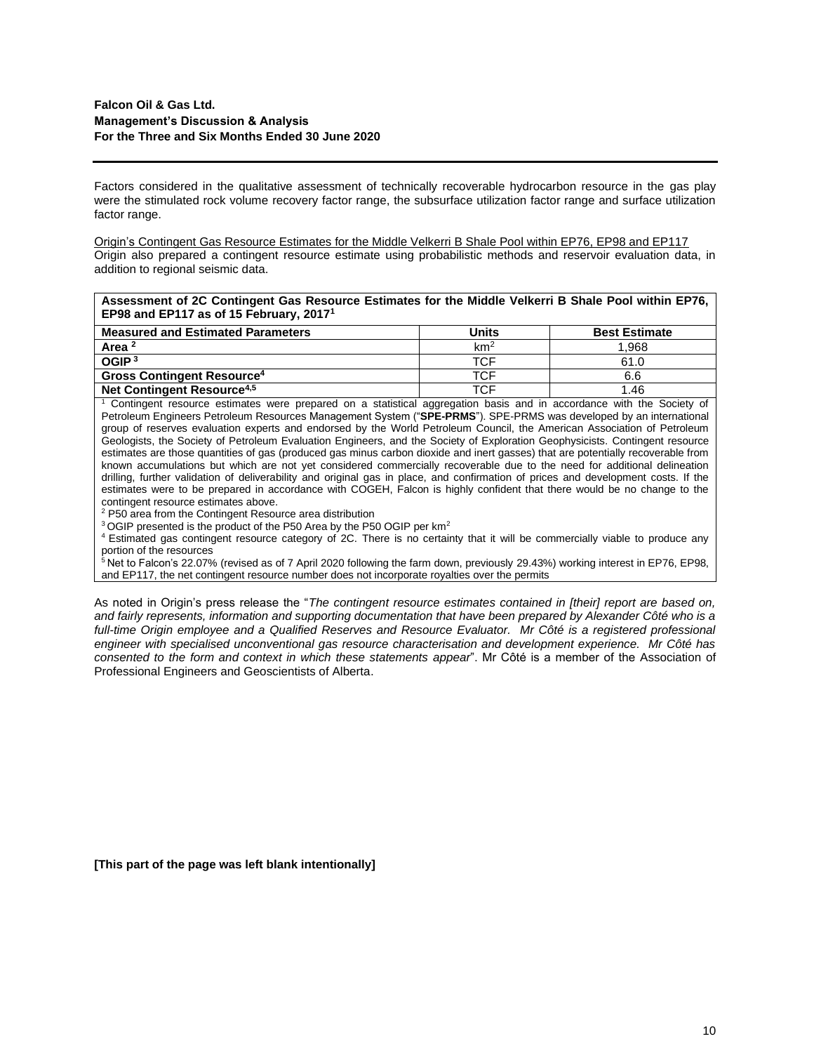Factors considered in the qualitative assessment of technically recoverable hydrocarbon resource in the gas play were the stimulated rock volume recovery factor range, the subsurface utilization factor range and surface utilization factor range.

Origin's Contingent Gas Resource Estimates for the Middle Velkerri B Shale Pool within EP76, EP98 and EP117

Origin also prepared a contingent resource estimate using probabilistic methods and reservoir evaluation data, in addition to regional seismic data.

**Assessment of 2C Contingent Gas Resource Estimates for the Middle Velkerri B Shale Pool within EP76, EP98 and EP117 as of 15 February, 2017[1]**

| Measured and Estimated Parameters | Units | Best Estimate |
|---|---|---|
| **Area [2]** | $km^2$ | 1,968 |
| **OGIP [3]** | TCF | 61.0 |
| **Gross Contingent Resource[4]** | TCF | 6.6 |
| **Net Contingent Resource[4,5]** | TCF | 1.46 |

[1] Contingent resource estimates were prepared on a statistical aggregation basis and in accordance with the Society of Petroleum Engineers Petroleum Resources Management System ("**SPE-PRMS**"). SPE-PRMS was developed by an international group of reserves evaluation experts and endorsed by the World Petroleum Council, the American Association of Petroleum Geologists, the Society of Petroleum Evaluation Engineers, and the Society of Exploration Geophysicists. Contingent resource estimates are those quantities of gas (produced gas minus carbon dioxide and inert gasses) that are potentially recoverable from known accumulations but which are not yet considered commercially recoverable due to the need for additional delineation drilling, further validation of deliverability and original gas in place, and confirmation of prices and development costs. If the estimates were to be prepared in accordance with COGEH, Falcon is highly confident that there would be no change to the contingent resource estimates above.

[2] P50 area from the Contingent Resource area distribution

[3] OGIP presented is the product of the P50 Area by the P50 OGIP per $km^2$

[4] Estimated gas contingent resource category of 2C. There is no certainty that it will be commercially viable to produce any portion of the resources

[5] Net to Falcon's 22.07% (revised as of 7 April 2020 following the farm down, previously 29.43%) working interest in EP76, EP98, and EP117, the net contingent resource number does not incorporate royalties over the permits

As noted in Origin's press release the "*The contingent resource estimates contained in [their] report are based on, and fairly represents, information and supporting documentation that have been prepared by Alexander Côté who is a full-time Origin employee and a Qualified Reserves and Resource Evaluator. Mr Côté is a registered professional engineer with specialised unconventional gas resource characterisation and development experience. Mr Côté has consented to the form and context in which these statements appear*". Mr Côté is a member of the Association of Professional Engineers and Geoscientists of Alberta.

**[This part of the page was left blank intentionally]**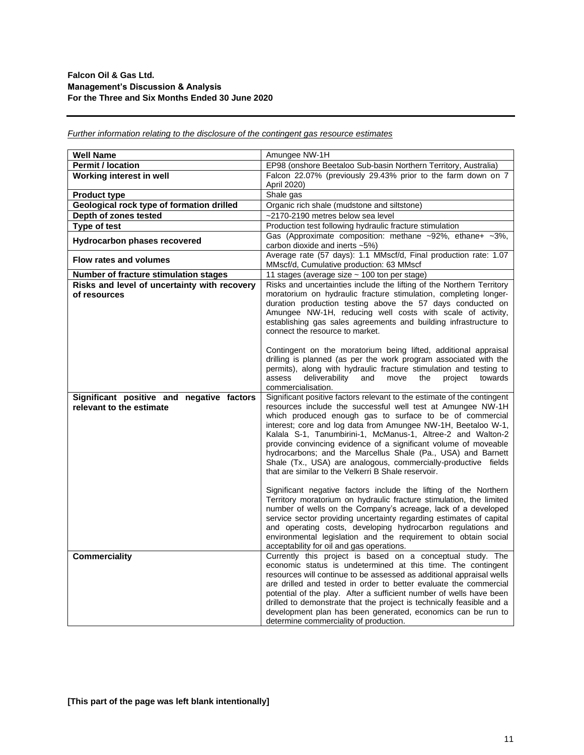*Further information relating to the disclosure of the contingent gas resource estimates*

| **Well Name** | Amungee NW-1H |
|---|---|
| **Permit / location** | EP98 (onshore Beetaloo Sub-basin Northern Territory, Australia) |
| **Working interest in well** | Falcon 22.07% (previously 29.43% prior to the farm down on 7 April 2020) |
| **Product type** | Shale gas |
| **Geological rock type of formation drilled** | Organic rich shale (mudstone and siltstone) |
| **Depth of zones tested** | ~2170-2190 metres below sea level |
| **Type of test** | Production test following hydraulic fracture stimulation |
| **Hydrocarbon phases recovered** | Gas (Approximate composition: methane ~92%, ethane+ ~3%, carbon dioxide and inerts ~5%) |
| **Flow rates and volumes** | Average rate (57 days): 1.1 MMscf/d, Final production rate: 1.07 MMscf/d, Cumulative production: 63 MMscf |
| **Number of fracture stimulation stages** | 11 stages (average size ~ 100 ton per stage) |
| **Risks and level of uncertainty with recovery of resources** | Risks and uncertainties include the lifting of the Northern Territory moratorium on hydraulic fracture stimulation, completing longer-duration production testing above the 57 days conducted on Amungee NW-1H, reducing well costs with scale of activity, establishing gas sales agreements and building infrastructure to connect the resource to market.<br><br>Contingent on the moratorium being lifted, additional appraisal drilling is planned (as per the work program associated with the permits), along with hydraulic fracture stimulation and testing to assess deliverability and move the project towards commercialisation. |
| **Significant positive and negative factors relevant to the estimate** | Significant positive factors relevant to the estimate of the contingent resources include the successful well test at Amungee NW-1H which produced enough gas to surface to be of commercial interest; core and log data from Amungee NW-1H, Beetaloo W-1, Kalala S-1, Tanumbirini-1, McManus-1, Altree-2 and Walton-2 provide convincing evidence of a significant volume of moveable hydrocarbons; and the Marcellus Shale (Pa., USA) and Barnett Shale (Tx., USA) are analogous, commercially-productive fields that are similar to the Velkerri B Shale reservoir.<br><br>Significant negative factors include the lifting of the Northern Territory moratorium on hydraulic fracture stimulation, the limited number of wells on the Company's acreage, lack of a developed service sector providing uncertainty regarding estimates of capital and operating costs, developing hydrocarbon regulations and environmental legislation and the requirement to obtain social acceptability for oil and gas operations. |
| **Commerciality** | Currently this project is based on a conceptual study. The economic status is undetermined at this time. The contingent resources will continue to be assessed as additional appraisal wells are drilled and tested in order to better evaluate the commercial potential of the play. After a sufficient number of wells have been drilled to demonstrate that the project is technically feasible and a development plan has been generated, economics can be run to determine commerciality of production. |

**[This part of the page was left blank intentionally]**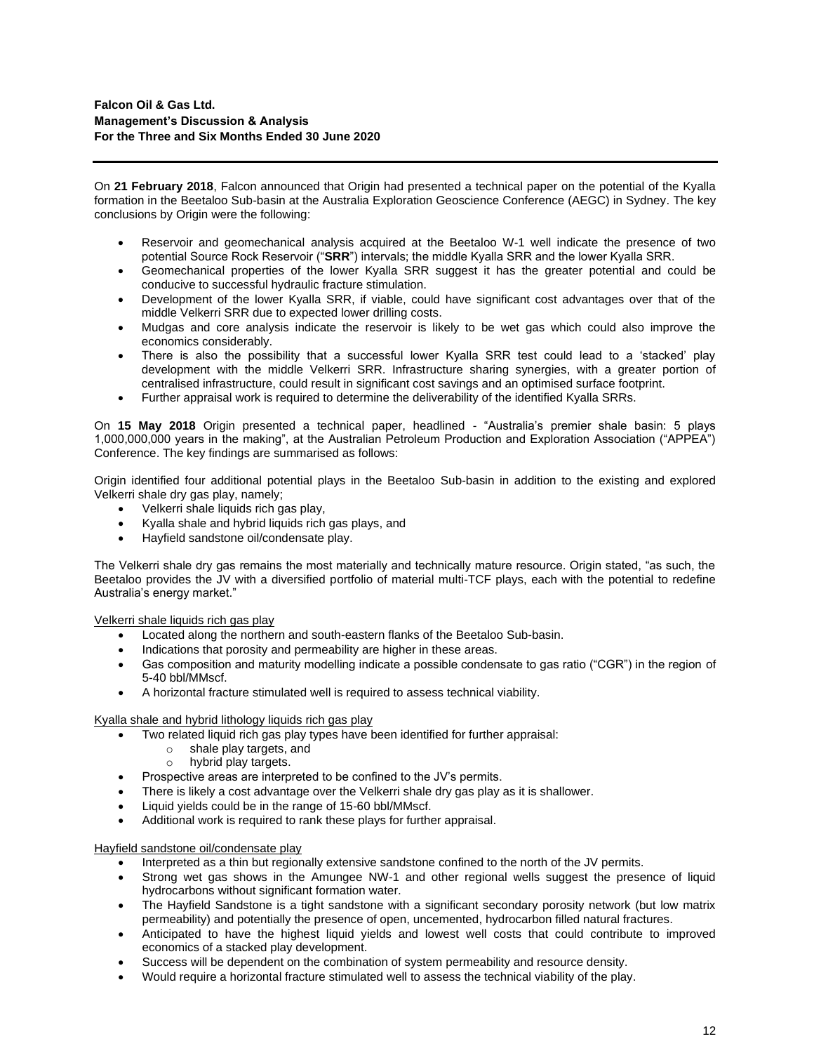On **21 February 2018**, Falcon announced that Origin had presented a technical paper on the potential of the Kyalla formation in the Beetaloo Sub-basin at the Australia Exploration Geoscience Conference (AEGC) in Sydney. The key conclusions by Origin were the following:

- Reservoir and geomechanical analysis acquired at the Beetaloo W-1 well indicate the presence of two potential Source Rock Reservoir ("**SRR**") intervals; the middle Kyalla SRR and the lower Kyalla SRR.
- Geomechanical properties of the lower Kyalla SRR suggest it has the greater potential and could be conducive to successful hydraulic fracture stimulation.
- Development of the lower Kyalla SRR, if viable, could have significant cost advantages over that of the middle Velkerri SRR due to expected lower drilling costs.
- Mudgas and core analysis indicate the reservoir is likely to be wet gas which could also improve the economics considerably.
- There is also the possibility that a successful lower Kyalla SRR test could lead to a 'stacked' play development with the middle Velkerri SRR. Infrastructure sharing synergies, with a greater portion of centralised infrastructure, could result in significant cost savings and an optimised surface footprint.
- Further appraisal work is required to determine the deliverability of the identified Kyalla SRRs.

On **15 May 2018** Origin presented a technical paper, headlined - "Australia's premier shale basin: 5 plays 1,000,000,000 years in the making", at the Australian Petroleum Production and Exploration Association ("APPEA") Conference. The key findings are summarised as follows:

Origin identified four additional potential plays in the Beetaloo Sub-basin in addition to the existing and explored Velkerri shale dry gas play, namely;

- Velkerri shale liquids rich gas play,
- Kyalla shale and hybrid liquids rich gas plays, and
- Hayfield sandstone oil/condensate play.

The Velkerri shale dry gas remains the most materially and technically mature resource. Origin stated, "as such, the Beetaloo provides the JV with a diversified portfolio of material multi-TCF plays, each with the potential to redefine Australia's energy market."

<u>Velkerri shale liquids rich gas play</u>

- Located along the northern and south-eastern flanks of the Beetaloo Sub-basin.
- Indications that porosity and permeability are higher in these areas.
- Gas composition and maturity modelling indicate a possible condensate to gas ratio ("CGR") in the region of 5-40 bbl/MMscf.
- A horizontal fracture stimulated well is required to assess technical viability.

<u>Kyalla shale and hybrid lithology liquids rich gas play</u>

- Two related liquid rich gas play types have been identified for further appraisal:
  - shale play targets, and
  - hybrid play targets.
- Prospective areas are interpreted to be confined to the JV's permits.
- There is likely a cost advantage over the Velkerri shale dry gas play as it is shallower.
- Liquid yields could be in the range of 15-60 bbl/MMscf.
- Additional work is required to rank these plays for further appraisal.

<u>Hayfield sandstone oil/condensate play</u>

- Interpreted as a thin but regionally extensive sandstone confined to the north of the JV permits.
- Strong wet gas shows in the Amungee NW-1 and other regional wells suggest the presence of liquid hydrocarbons without significant formation water.
- The Hayfield Sandstone is a tight sandstone with a significant secondary porosity network (but low matrix permeability) and potentially the presence of open, uncemented, hydrocarbon filled natural fractures.
- Anticipated to have the highest liquid yields and lowest well costs that could contribute to improved economics of a stacked play development.
- Success will be dependent on the combination of system permeability and resource density.
- Would require a horizontal fracture stimulated well to assess the technical viability of the play.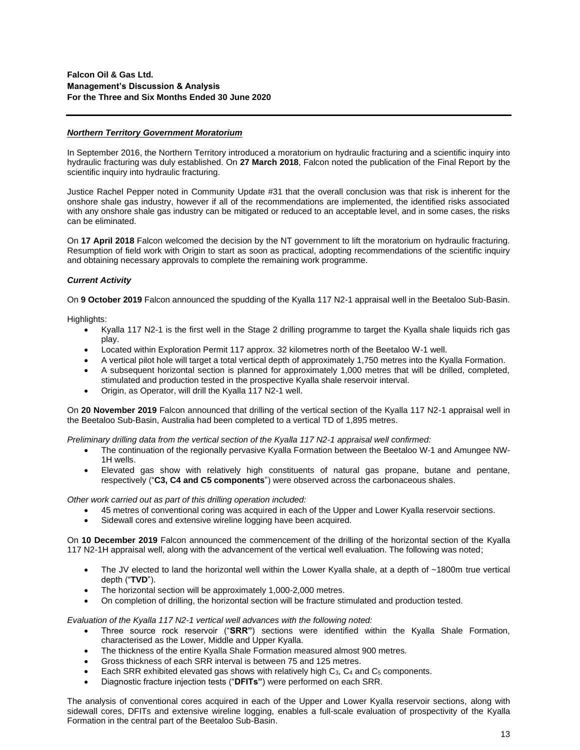***Northern Territory Government Moratorium***

In September 2016, the Northern Territory introduced a moratorium on hydraulic fracturing and a scientific inquiry into hydraulic fracturing was duly established. On **27 March 2018**, Falcon noted the publication of the Final Report by the scientific inquiry into hydraulic fracturing.

Justice Rachel Pepper noted in Community Update #31 that the overall conclusion was that risk is inherent for the onshore shale gas industry, however if all of the recommendations are implemented, the identified risks associated with any onshore shale gas industry can be mitigated or reduced to an acceptable level, and in some cases, the risks can be eliminated.

On **17 April 2018** Falcon welcomed the decision by the NT government to lift the moratorium on hydraulic fracturing. Resumption of field work with Origin to start as soon as practical, adopting recommendations of the scientific inquiry and obtaining necessary approvals to complete the remaining work programme.

***Current Activity***

On **9 October 2019** Falcon announced the spudding of the Kyalla 117 N2-1 appraisal well in the Beetaloo Sub-Basin.

Highlights:

- Kyalla 117 N2-1 is the first well in the Stage 2 drilling programme to target the Kyalla shale liquids rich gas play.
- Located within Exploration Permit 117 approx. 32 kilometres north of the Beetaloo W-1 well.
- A vertical pilot hole will target a total vertical depth of approximately 1,750 metres into the Kyalla Formation.
- A subsequent horizontal section is planned for approximately 1,000 metres that will be drilled, completed, stimulated and production tested in the prospective Kyalla shale reservoir interval.
- Origin, as Operator, will drill the Kyalla 117 N2-1 well.

On **20 November 2019** Falcon announced that drilling of the vertical section of the Kyalla 117 N2-1 appraisal well in the Beetaloo Sub-Basin, Australia had been completed to a vertical TD of 1,895 metres.

*Preliminary drilling data from the vertical section of the Kyalla 117 N2-1 appraisal well confirmed:*

- The continuation of the regionally pervasive Kyalla Formation between the Beetaloo W-1 and Amungee NW-1H wells.
- Elevated gas show with relatively high constituents of natural gas propane, butane and pentane, respectively ("**C3, C4 and C5 components**") were observed across the carbonaceous shales.

*Other work carried out as part of this drilling operation included:*

- 45 metres of conventional coring was acquired in each of the Upper and Lower Kyalla reservoir sections.
- Sidewall cores and extensive wireline logging have been acquired.

On **10 December 2019** Falcon announced the commencement of the drilling of the horizontal section of the Kyalla 117 N2-1H appraisal well, along with the advancement of the vertical well evaluation. The following was noted;

- The JV elected to land the horizontal well within the Lower Kyalla shale, at a depth of ~1800m true vertical depth ("**TVD**").
- The horizontal section will be approximately 1,000-2,000 metres.
- On completion of drilling, the horizontal section will be fracture stimulated and production tested.

*Evaluation of the Kyalla 117 N2-1 vertical well advances with the following noted:*

- Three source rock reservoir ("**SRR"**) sections were identified within the Kyalla Shale Formation, characterised as the Lower, Middle and Upper Kyalla.
- The thickness of the entire Kyalla Shale Formation measured almost 900 metres.
- Gross thickness of each SRR interval is between 75 and 125 metres.
- Each SRR exhibited elevated gas shows with relatively high $C_3$, $C_4$ and $C_5$ components.
- Diagnostic fracture injection tests ("**DFITs"**) were performed on each SRR.

The analysis of conventional cores acquired in each of the Upper and Lower Kyalla reservoir sections, along with sidewall cores, DFITs and extensive wireline logging, enables a full-scale evaluation of prospectivity of the Kyalla Formation in the central part of the Beetaloo Sub-Basin.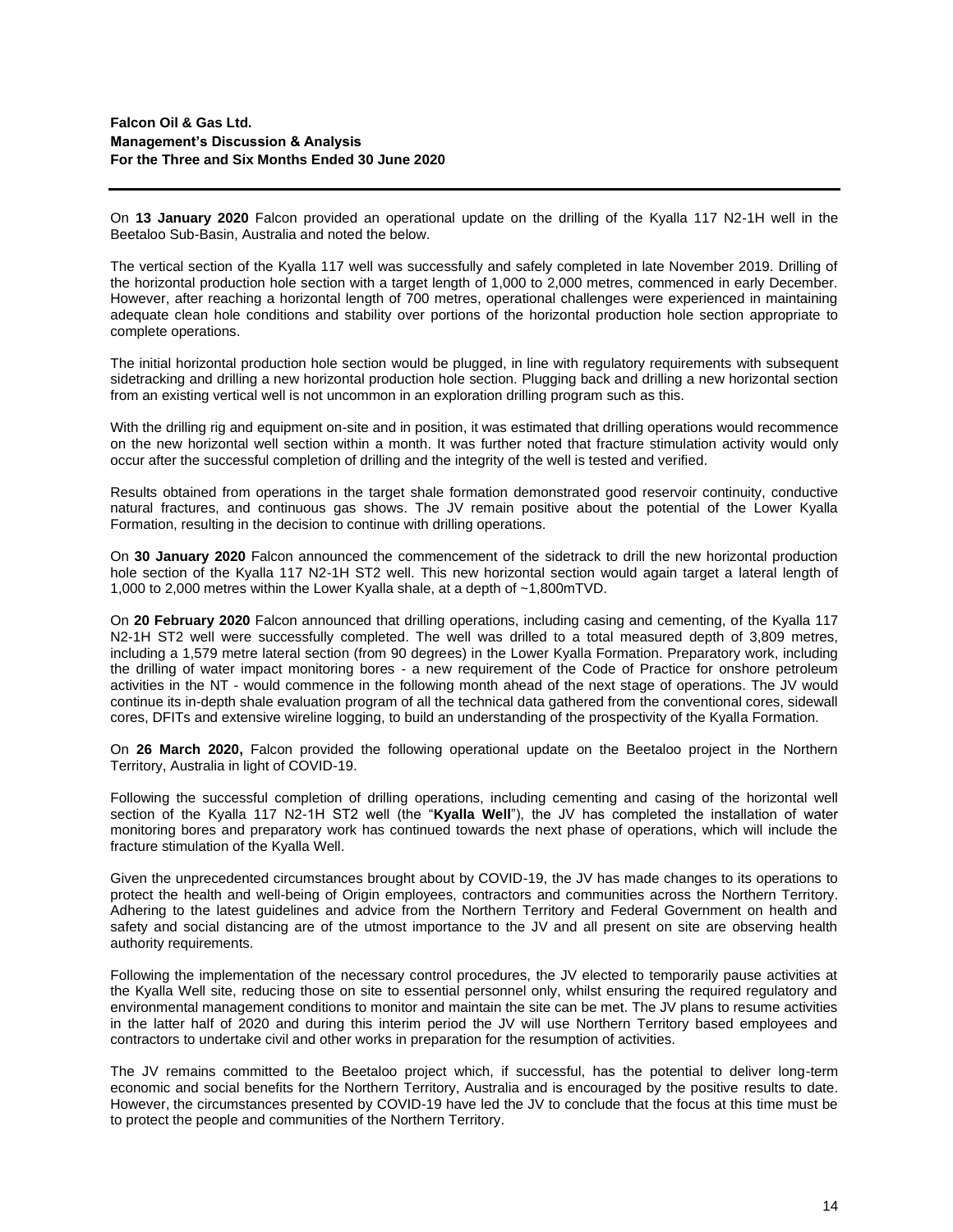On **13 January 2020** Falcon provided an operational update on the drilling of the Kyalla 117 N2-1H well in the Beetaloo Sub-Basin, Australia and noted the below.

The vertical section of the Kyalla 117 well was successfully and safely completed in late November 2019. Drilling of the horizontal production hole section with a target length of 1,000 to 2,000 metres, commenced in early December. However, after reaching a horizontal length of 700 metres, operational challenges were experienced in maintaining adequate clean hole conditions and stability over portions of the horizontal production hole section appropriate to complete operations.

The initial horizontal production hole section would be plugged, in line with regulatory requirements with subsequent sidetracking and drilling a new horizontal production hole section. Plugging back and drilling a new horizontal section from an existing vertical well is not uncommon in an exploration drilling program such as this.

With the drilling rig and equipment on-site and in position, it was estimated that drilling operations would recommence on the new horizontal well section within a month. It was further noted that fracture stimulation activity would only occur after the successful completion of drilling and the integrity of the well is tested and verified.

Results obtained from operations in the target shale formation demonstrated good reservoir continuity, conductive natural fractures, and continuous gas shows. The JV remain positive about the potential of the Lower Kyalla Formation, resulting in the decision to continue with drilling operations.

On **30 January 2020** Falcon announced the commencement of the sidetrack to drill the new horizontal production hole section of the Kyalla 117 N2-1H ST2 well. This new horizontal section would again target a lateral length of 1,000 to 2,000 metres within the Lower Kyalla shale, at a depth of ~1,800mTVD.

On **20 February 2020** Falcon announced that drilling operations, including casing and cementing, of the Kyalla 117 N2-1H ST2 well were successfully completed. The well was drilled to a total measured depth of 3,809 metres, including a 1,579 metre lateral section (from 90 degrees) in the Lower Kyalla Formation. Preparatory work, including the drilling of water impact monitoring bores - a new requirement of the Code of Practice for onshore petroleum activities in the NT - would commence in the following month ahead of the next stage of operations. The JV would continue its in-depth shale evaluation program of all the technical data gathered from the conventional cores, sidewall cores, DFITs and extensive wireline logging, to build an understanding of the prospectivity of the Kyalla Formation.

On **26 March 2020,** Falcon provided the following operational update on the Beetaloo project in the Northern Territory, Australia in light of COVID-19.

Following the successful completion of drilling operations, including cementing and casing of the horizontal well section of the Kyalla 117 N2-1H ST2 well (the "**Kyalla Well**"), the JV has completed the installation of water monitoring bores and preparatory work has continued towards the next phase of operations, which will include the fracture stimulation of the Kyalla Well.

Given the unprecedented circumstances brought about by COVID-19, the JV has made changes to its operations to protect the health and well-being of Origin employees, contractors and communities across the Northern Territory. Adhering to the latest guidelines and advice from the Northern Territory and Federal Government on health and safety and social distancing are of the utmost importance to the JV and all present on site are observing health authority requirements.

Following the implementation of the necessary control procedures, the JV elected to temporarily pause activities at the Kyalla Well site, reducing those on site to essential personnel only, whilst ensuring the required regulatory and environmental management conditions to monitor and maintain the site can be met. The JV plans to resume activities in the latter half of 2020 and during this interim period the JV will use Northern Territory based employees and contractors to undertake civil and other works in preparation for the resumption of activities.

The JV remains committed to the Beetaloo project which, if successful, has the potential to deliver long-term economic and social benefits for the Northern Territory, Australia and is encouraged by the positive results to date. However, the circumstances presented by COVID-19 have led the JV to conclude that the focus at this time must be to protect the people and communities of the Northern Territory.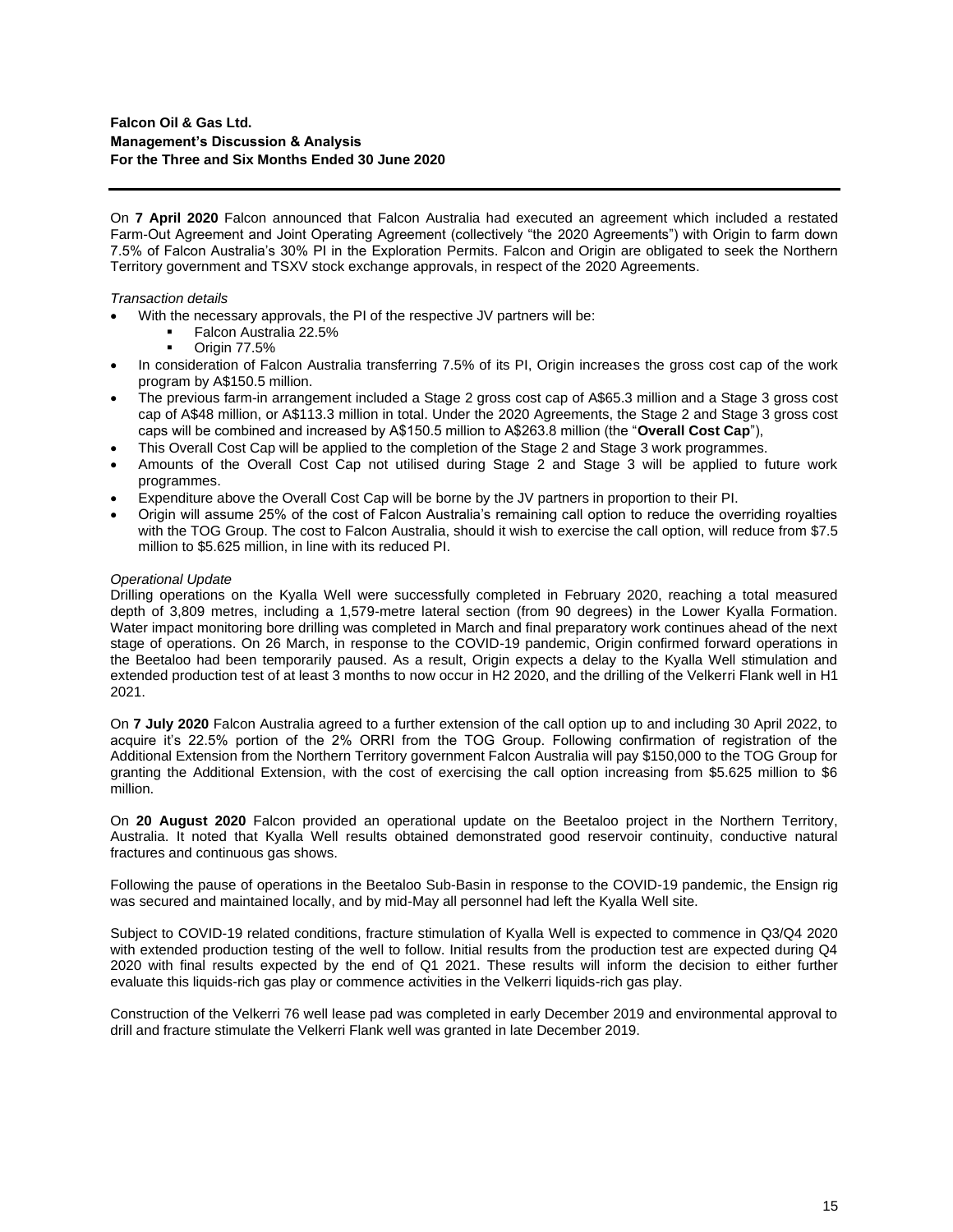On **7 April 2020** Falcon announced that Falcon Australia had executed an agreement which included a restated Farm-Out Agreement and Joint Operating Agreement (collectively "the 2020 Agreements") with Origin to farm down 7.5% of Falcon Australia's 30% PI in the Exploration Permits. Falcon and Origin are obligated to seek the Northern Territory government and TSXV stock exchange approvals, in respect of the 2020 Agreements.

*Transaction details*

- With the necessary approvals, the PI of the respective JV partners will be:
  - Falcon Australia 22.5%
  - Origin 77.5%
- In consideration of Falcon Australia transferring 7.5% of its PI, Origin increases the gross cost cap of the work program by A$150.5 million.
- The previous farm-in arrangement included a Stage 2 gross cost cap of A$65.3 million and a Stage 3 gross cost cap of A$48 million, or A$113.3 million in total. Under the 2020 Agreements, the Stage 2 and Stage 3 gross cost caps will be combined and increased by A$150.5 million to A$263.8 million (the "**Overall Cost Cap**"),
- This Overall Cost Cap will be applied to the completion of the Stage 2 and Stage 3 work programmes.
- Amounts of the Overall Cost Cap not utilised during Stage 2 and Stage 3 will be applied to future work programmes.
- Expenditure above the Overall Cost Cap will be borne by the JV partners in proportion to their PI.
- Origin will assume 25% of the cost of Falcon Australia's remaining call option to reduce the overriding royalties with the TOG Group. The cost to Falcon Australia, should it wish to exercise the call option, will reduce from $7.5 million to $5.625 million, in line with its reduced PI.

*Operational Update*

Drilling operations on the Kyalla Well were successfully completed in February 2020, reaching a total measured depth of 3,809 metres, including a 1,579-metre lateral section (from 90 degrees) in the Lower Kyalla Formation. Water impact monitoring bore drilling was completed in March and final preparatory work continues ahead of the next stage of operations. On 26 March, in response to the COVID-19 pandemic, Origin confirmed forward operations in the Beetaloo had been temporarily paused. As a result, Origin expects a delay to the Kyalla Well stimulation and extended production test of at least 3 months to now occur in H2 2020, and the drilling of the Velkerri Flank well in H1 2021.

On **7 July 2020** Falcon Australia agreed to a further extension of the call option up to and including 30 April 2022, to acquire it's 22.5% portion of the 2% ORRI from the TOG Group. Following confirmation of registration of the Additional Extension from the Northern Territory government Falcon Australia will pay $150,000 to the TOG Group for granting the Additional Extension, with the cost of exercising the call option increasing from $5.625 million to $6 million.

On **20 August 2020** Falcon provided an operational update on the Beetaloo project in the Northern Territory, Australia. It noted that Kyalla Well results obtained demonstrated good reservoir continuity, conductive natural fractures and continuous gas shows.

Following the pause of operations in the Beetaloo Sub-Basin in response to the COVID-19 pandemic, the Ensign rig was secured and maintained locally, and by mid-May all personnel had left the Kyalla Well site.

Subject to COVID-19 related conditions, fracture stimulation of Kyalla Well is expected to commence in Q3/Q4 2020 with extended production testing of the well to follow. Initial results from the production test are expected during Q4 2020 with final results expected by the end of Q1 2021. These results will inform the decision to either further evaluate this liquids-rich gas play or commence activities in the Velkerri liquids-rich gas play.

Construction of the Velkerri 76 well lease pad was completed in early December 2019 and environmental approval to drill and fracture stimulate the Velkerri Flank well was granted in late December 2019.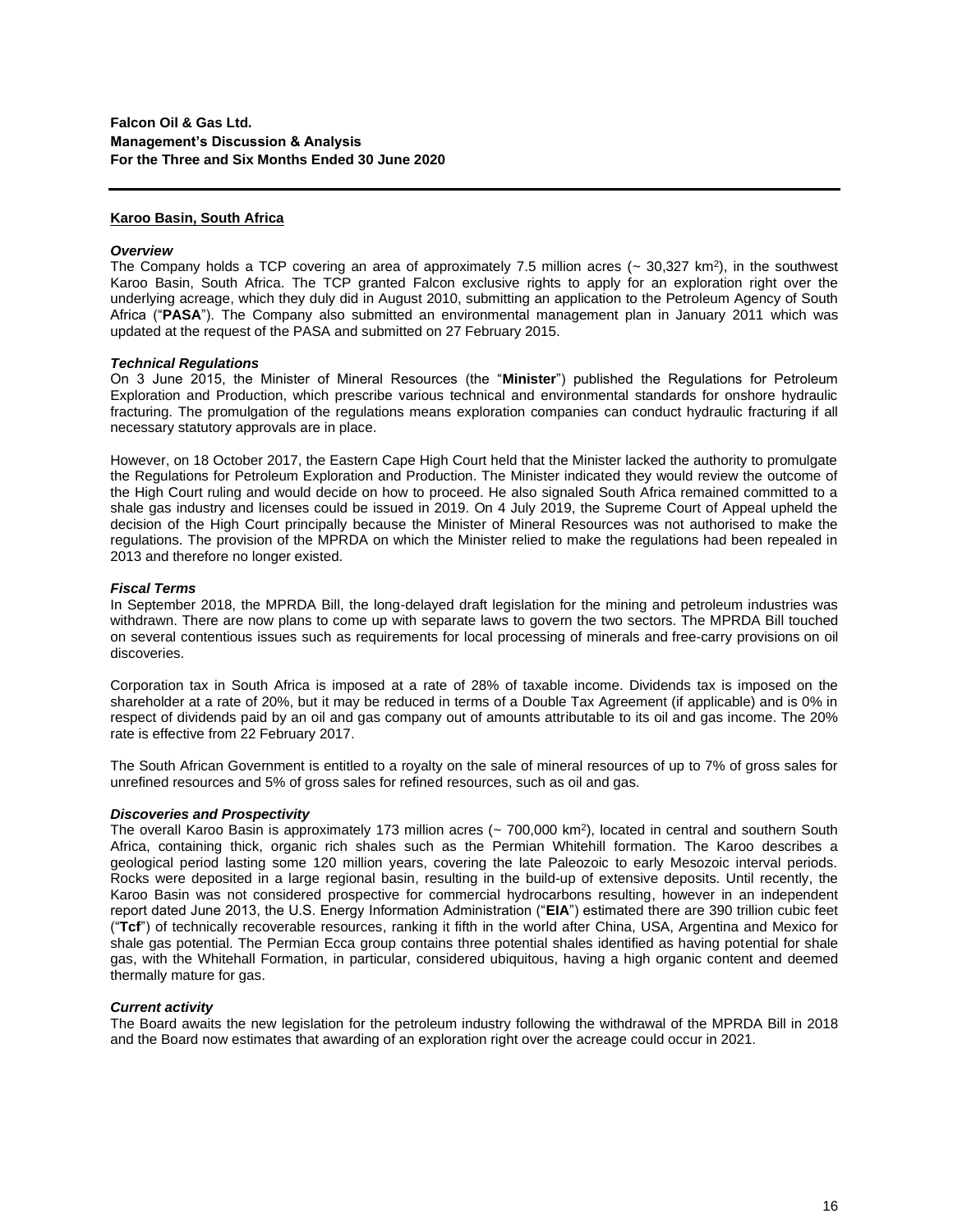## Karoo Basin, South Africa

### *Overview*

The Company holds a TCP covering an area of approximately 7.5 million acres (~ 30,327 km$^2$), in the southwest Karoo Basin, South Africa. The TCP granted Falcon exclusive rights to apply for an exploration right over the underlying acreage, which they duly did in August 2010, submitting an application to the Petroleum Agency of South Africa ("**PASA**"). The Company also submitted an environmental management plan in January 2011 which was updated at the request of the PASA and submitted on 27 February 2015.

### *Technical Regulations*

On 3 June 2015, the Minister of Mineral Resources (the "**Minister**") published the Regulations for Petroleum Exploration and Production, which prescribe various technical and environmental standards for onshore hydraulic fracturing. The promulgation of the regulations means exploration companies can conduct hydraulic fracturing if all necessary statutory approvals are in place.

However, on 18 October 2017, the Eastern Cape High Court held that the Minister lacked the authority to promulgate the Regulations for Petroleum Exploration and Production. The Minister indicated they would review the outcome of the High Court ruling and would decide on how to proceed. He also signaled South Africa remained committed to a shale gas industry and licenses could be issued in 2019. On 4 July 2019, the Supreme Court of Appeal upheld the decision of the High Court principally because the Minister of Mineral Resources was not authorised to make the regulations. The provision of the MPRDA on which the Minister relied to make the regulations had been repealed in 2013 and therefore no longer existed.

### *Fiscal Terms*

In September 2018, the MPRDA Bill, the long-delayed draft legislation for the mining and petroleum industries was withdrawn. There are now plans to come up with separate laws to govern the two sectors. The MPRDA Bill touched on several contentious issues such as requirements for local processing of minerals and free-carry provisions on oil discoveries.

Corporation tax in South Africa is imposed at a rate of 28% of taxable income. Dividends tax is imposed on the shareholder at a rate of 20%, but it may be reduced in terms of a Double Tax Agreement (if applicable) and is 0% in respect of dividends paid by an oil and gas company out of amounts attributable to its oil and gas income. The 20% rate is effective from 22 February 2017.

The South African Government is entitled to a royalty on the sale of mineral resources of up to 7% of gross sales for unrefined resources and 5% of gross sales for refined resources, such as oil and gas.

### *Discoveries and Prospectivity*

The overall Karoo Basin is approximately 173 million acres (~ 700,000 km$^2$), located in central and southern South Africa, containing thick, organic rich shales such as the Permian Whitehill formation. The Karoo describes a geological period lasting some 120 million years, covering the late Paleozoic to early Mesozoic interval periods. Rocks were deposited in a large regional basin, resulting in the build-up of extensive deposits. Until recently, the Karoo Basin was not considered prospective for commercial hydrocarbons resulting, however in an independent report dated June 2013, the U.S. Energy Information Administration ("**EIA**") estimated there are 390 trillion cubic feet ("**Tcf**") of technically recoverable resources, ranking it fifth in the world after China, USA, Argentina and Mexico for shale gas potential. The Permian Ecca group contains three potential shales identified as having potential for shale gas, with the Whitehall Formation, in particular, considered ubiquitous, having a high organic content and deemed thermally mature for gas.

### *Current activity*

The Board awaits the new legislation for the petroleum industry following the withdrawal of the MPRDA Bill in 2018 and the Board now estimates that awarding of an exploration right over the acreage could occur in 2021.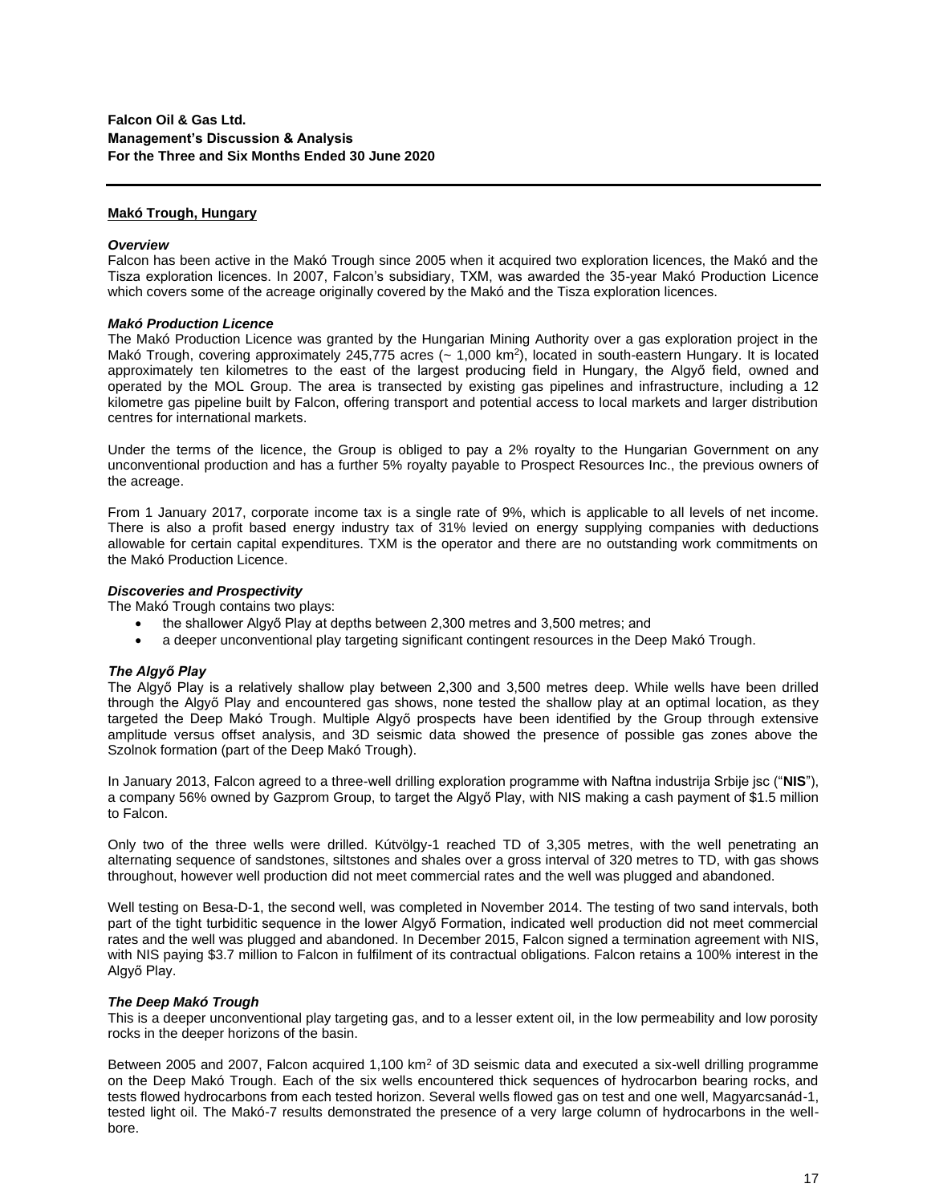## Makó Trough, Hungary

### *Overview*

Falcon has been active in the Makó Trough since 2005 when it acquired two exploration licences, the Makó and the Tisza exploration licences. In 2007, Falcon's subsidiary, TXM, was awarded the 35-year Makó Production Licence which covers some of the acreage originally covered by the Makó and the Tisza exploration licences.

### *Makó Production Licence*

The Makó Production Licence was granted by the Hungarian Mining Authority over a gas exploration project in the Makó Trough, covering approximately 245,775 acres (~ 1,000 km$^2$), located in south-eastern Hungary. It is located approximately ten kilometres to the east of the largest producing field in Hungary, the Algyő field, owned and operated by the MOL Group. The area is transected by existing gas pipelines and infrastructure, including a 12 kilometre gas pipeline built by Falcon, offering transport and potential access to local markets and larger distribution centres for international markets.

Under the terms of the licence, the Group is obliged to pay a 2% royalty to the Hungarian Government on any unconventional production and has a further 5% royalty payable to Prospect Resources Inc., the previous owners of the acreage.

From 1 January 2017, corporate income tax is a single rate of 9%, which is applicable to all levels of net income. There is also a profit based energy industry tax of 31% levied on energy supplying companies with deductions allowable for certain capital expenditures. TXM is the operator and there are no outstanding work commitments on the Makó Production Licence.

### *Discoveries and Prospectivity*

The Makó Trough contains two plays:

- the shallower Algyő Play at depths between 2,300 metres and 3,500 metres; and
- a deeper unconventional play targeting significant contingent resources in the Deep Makó Trough.

### *The Algyő Play*

The Algyő Play is a relatively shallow play between 2,300 and 3,500 metres deep. While wells have been drilled through the Algyő Play and encountered gas shows, none tested the shallow play at an optimal location, as they targeted the Deep Makó Trough. Multiple Algyő prospects have been identified by the Group through extensive amplitude versus offset analysis, and 3D seismic data showed the presence of possible gas zones above the Szolnok formation (part of the Deep Makó Trough).

In January 2013, Falcon agreed to a three-well drilling exploration programme with Naftna industrija Srbije jsc ("**NIS**"), a company 56% owned by Gazprom Group, to target the Algyő Play, with NIS making a cash payment of $1.5 million to Falcon.

Only two of the three wells were drilled. Kútvölgy-1 reached TD of 3,305 metres, with the well penetrating an alternating sequence of sandstones, siltstones and shales over a gross interval of 320 metres to TD, with gas shows throughout, however well production did not meet commercial rates and the well was plugged and abandoned.

Well testing on Besa-D-1, the second well, was completed in November 2014. The testing of two sand intervals, both part of the tight turbiditic sequence in the lower Algyő Formation, indicated well production did not meet commercial rates and the well was plugged and abandoned. In December 2015, Falcon signed a termination agreement with NIS, with NIS paying $3.7 million to Falcon in fulfilment of its contractual obligations. Falcon retains a 100% interest in the Algyő Play.

### *The Deep Makó Trough*

This is a deeper unconventional play targeting gas, and to a lesser extent oil, in the low permeability and low porosity rocks in the deeper horizons of the basin.

Between 2005 and 2007, Falcon acquired 1,100 km$^2$ of 3D seismic data and executed a six-well drilling programme on the Deep Makó Trough. Each of the six wells encountered thick sequences of hydrocarbon bearing rocks, and tests flowed hydrocarbons from each tested horizon. Several wells flowed gas on test and one well, Magyarcsanád-1, tested light oil. The Makó-7 results demonstrated the presence of a very large column of hydrocarbons in the well-bore.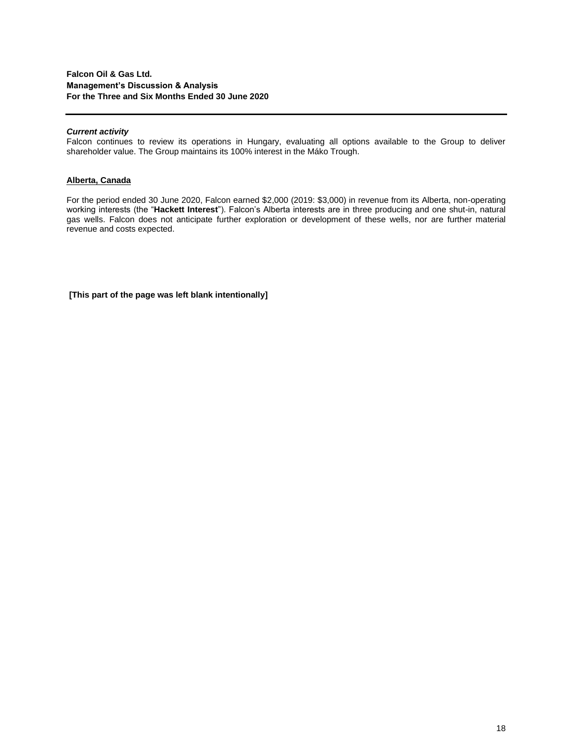***Current activity***

Falcon continues to review its operations in Hungary, evaluating all options available to the Group to deliver shareholder value. The Group maintains its 100% interest in the Máko Trough.

## Alberta, Canada

For the period ended 30 June 2020, Falcon earned $2,000 (2019: $3,000) in revenue from its Alberta, non-operating working interests (the "**Hackett Interest**"). Falcon's Alberta interests are in three producing and one shut-in, natural gas wells. Falcon does not anticipate further exploration or development of these wells, nor are further material revenue and costs expected.

**[This part of the page was left blank intentionally]**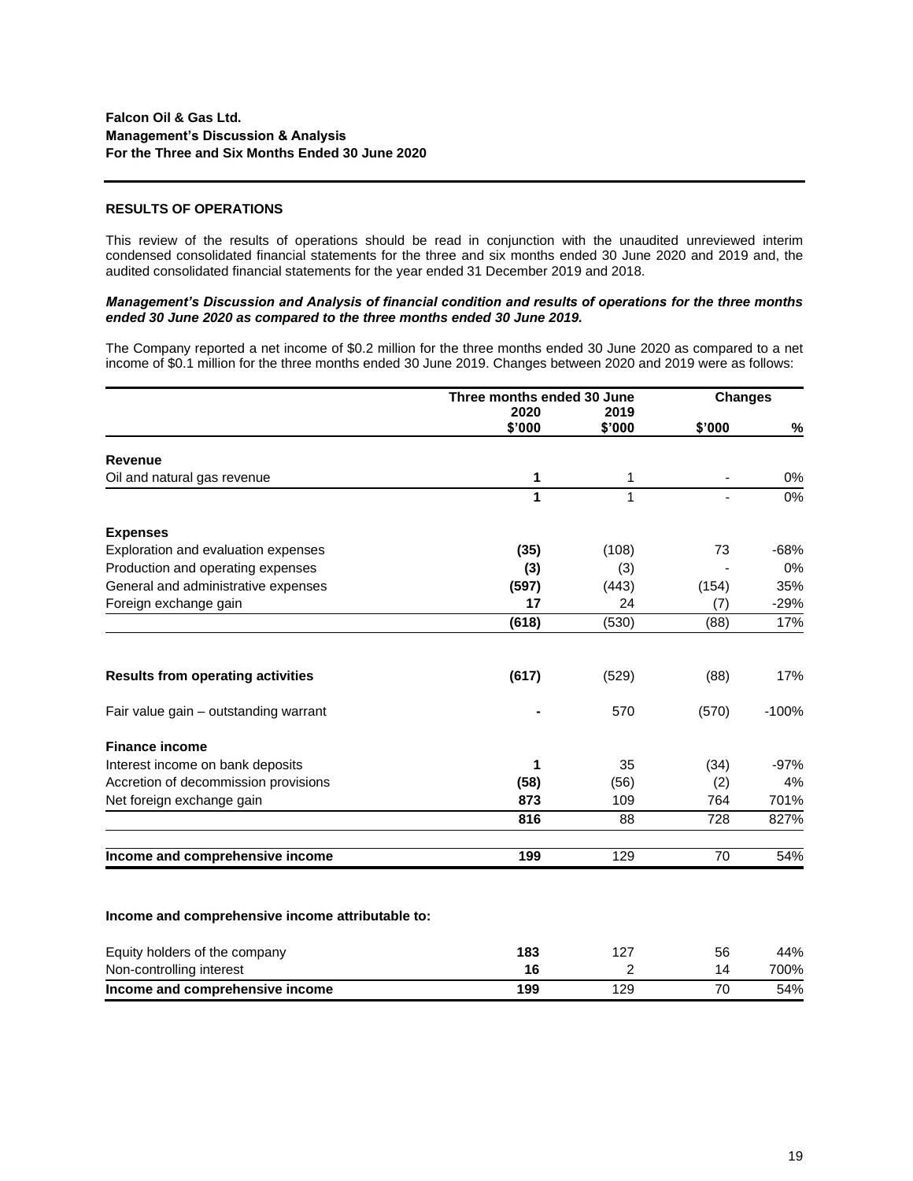**Falcon Oil & Gas Ltd.**
**Management's Discussion & Analysis**
**For the Three and Six Months Ended 30 June 2020**

## RESULTS OF OPERATIONS

This review of the results of operations should be read in conjunction with the unaudited unreviewed interim condensed consolidated financial statements for the three and six months ended 30 June 2020 and 2019 and, the audited consolidated financial statements for the year ended 31 December 2019 and 2018.

***Management's Discussion and Analysis of financial condition and results of operations for the three months ended 30 June 2020 as compared to the three months ended 30 June 2019.***

The Company reported a net income of $0.2 million for the three months ended 30 June 2020 as compared to a net income of $0.1 million for the three months ended 30 June 2019. Changes between 2020 and 2019 were as follows:

| | Three months ended 30 June | | Changes | |
|---|---|---|---|---|
| | 2020 | 2019 | | |
| | $'000 | $'000 | $'000 | % |
| **Revenue** | | | | |
| Oil and natural gas revenue | **1** | 1 | - | 0% |
| | **1** | 1 | - | 0% |
| **Expenses** | | | | |
| Exploration and evaluation expenses | **(35)** | (108) | 73 | -68% |
| Production and operating expenses | **(3)** | (3) | - | 0% |
| General and administrative expenses | **(597)** | (443) | (154) | 35% |
| Foreign exchange gain | **17** | 24 | (7) | -29% |
| | **(618)** | (530) | (88) | 17% |
| **Results from operating activities** | **(617)** | (529) | (88) | 17% |
| Fair value gain – outstanding warrant | **-** | 570 | (570) | -100% |
| **Finance income** | | | | |
| Interest income on bank deposits | **1** | 35 | (34) | -97% |
| Accretion of decommission provisions | **(58)** | (56) | (2) | 4% |
| Net foreign exchange gain | **873** | 109 | 764 | 701% |
| | **816** | 88 | 728 | 827% |
| **Income and comprehensive income** | **199** | 129 | 70 | 54% |

**Income and comprehensive income attributable to:**

| | 2020 | 2019 | $'000 | % |
|---|---|---|---|---|
| Equity holders of the company | **183** | 127 | 56 | 44% |
| Non-controlling interest | **16** | 2 | 14 | 700% |
| **Income and comprehensive income** | **199** | 129 | 70 | 54% |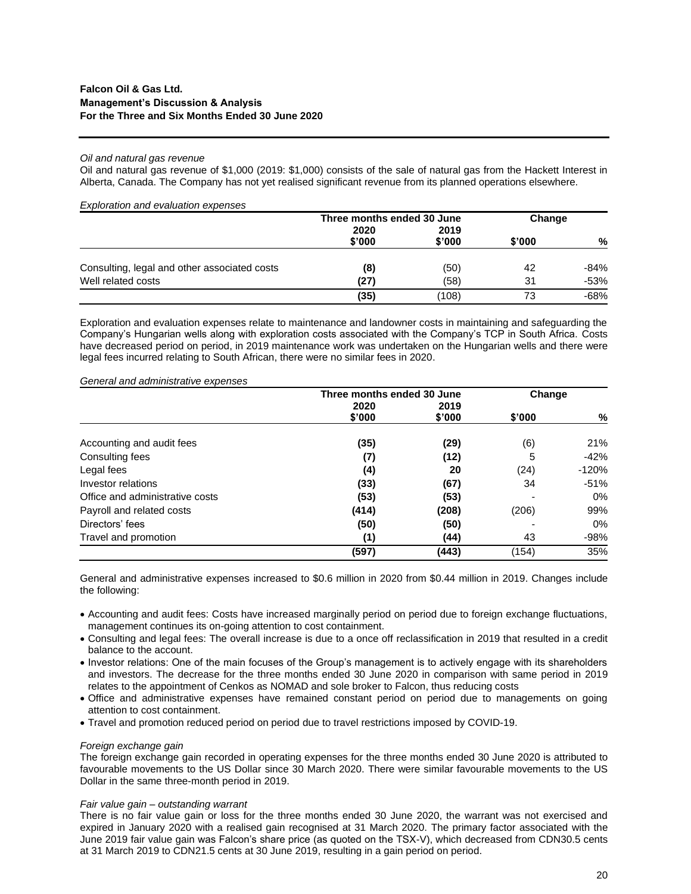*Oil and natural gas revenue*

Oil and natural gas revenue of $1,000 (2019: $1,000) consists of the sale of natural gas from the Hackett Interest in Alberta, Canada. The Company has not yet realised significant revenue from its planned operations elsewhere.

*Exploration and evaluation expenses*

| | Three months ended 30 June | | Change | |
|---|---|---|---|---|
| | 2020 | 2019 | | |
| | $'000 | $'000 | $'000 | % |
| Consulting, legal and other associated costs | **(8)** | (50) | 42 | -84% |
| Well related costs | **(27)** | (58) | 31 | -53% |
| | **(35)** | (108) | 73 | -68% |

Exploration and evaluation expenses relate to maintenance and landowner costs in maintaining and safeguarding the Company's Hungarian wells along with exploration costs associated with the Company's TCP in South Africa. Costs have decreased period on period, in 2019 maintenance work was undertaken on the Hungarian wells and there were legal fees incurred relating to South African, there were no similar fees in 2020.

*General and administrative expenses*

| | Three months ended 30 June | | Change | |
|---|---|---|---|---|
| | 2020 | 2019 | | |
| | $'000 | $'000 | $'000 | % |
| Accounting and audit fees | **(35)** | **(29)** | (6) | 21% |
| Consulting fees | **(7)** | **(12)** | 5 | -42% |
| Legal fees | **(4)** | **20** | (24) | -120% |
| Investor relations | **(33)** | **(67)** | 34 | -51% |
| Office and administrative costs | **(53)** | **(53)** | - | 0% |
| Payroll and related costs | **(414)** | **(208)** | (206) | 99% |
| Directors' fees | **(50)** | **(50)** | - | 0% |
| Travel and promotion | **(1)** | **(44)** | 43 | -98% |
| | **(597)** | **(443)** | (154) | 35% |

General and administrative expenses increased to $0.6 million in 2020 from $0.44 million in 2019. Changes include the following:

- Accounting and audit fees: Costs have increased marginally period on period due to foreign exchange fluctuations, management continues its on-going attention to cost containment.
- Consulting and legal fees: The overall increase is due to a once off reclassification in 2019 that resulted in a credit balance to the account.
- Investor relations: One of the main focuses of the Group's management is to actively engage with its shareholders and investors. The decrease for the three months ended 30 June 2020 in comparison with same period in 2019 relates to the appointment of Cenkos as NOMAD and sole broker to Falcon, thus reducing costs
- Office and administrative expenses have remained constant period on period due to managements on going attention to cost containment.
- Travel and promotion reduced period on period due to travel restrictions imposed by COVID-19.

*Foreign exchange gain*

The foreign exchange gain recorded in operating expenses for the three months ended 30 June 2020 is attributed to favourable movements to the US Dollar since 30 March 2020. There were similar favourable movements to the US Dollar in the same three-month period in 2019.

*Fair value gain – outstanding warrant*

There is no fair value gain or loss for the three months ended 30 June 2020, the warrant was not exercised and expired in January 2020 with a realised gain recognised at 31 March 2020. The primary factor associated with the June 2019 fair value gain was Falcon's share price (as quoted on the TSX-V), which decreased from CDN30.5 cents at 31 March 2019 to CDN21.5 cents at 30 June 2019, resulting in a gain period on period.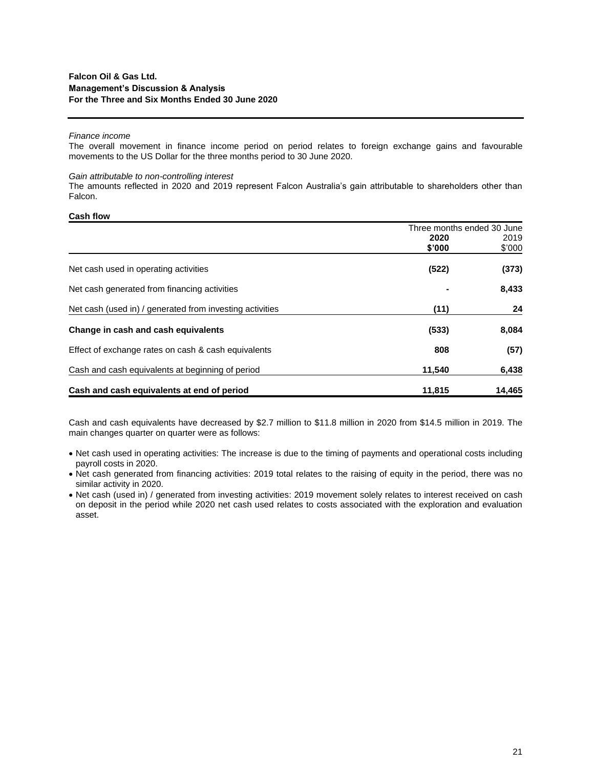*Finance income*

The overall movement in finance income period on period relates to foreign exchange gains and favourable movements to the US Dollar for the three months period to 30 June 2020.

*Gain attributable to non-controlling interest*

The amounts reflected in 2020 and 2019 represent Falcon Australia's gain attributable to shareholders other than Falcon.

**Cash flow**

| | Three months ended 30 June | |
|---|---|---|
| | **2020** **$'000** | 2019 $'000 |
| Net cash used in operating activities | **(522)** | **(373)** |
| Net cash generated from financing activities | **-** | **8,433** |
| Net cash (used in) / generated from investing activities | **(11)** | **24** |
| **Change in cash and cash equivalents** | **(533)** | **8,084** |
| Effect of exchange rates on cash & cash equivalents | **808** | **(57)** |
| Cash and cash equivalents at beginning of period | **11,540** | **6,438** |
| **Cash and cash equivalents at end of period** | **11,815** | **14,465** |

Cash and cash equivalents have decreased by $2.7 million to $11.8 million in 2020 from $14.5 million in 2019. The main changes quarter on quarter were as follows:

- Net cash used in operating activities: The increase is due to the timing of payments and operational costs including payroll costs in 2020.
- Net cash generated from financing activities: 2019 total relates to the raising of equity in the period, there was no similar activity in 2020.
- Net cash (used in) / generated from investing activities: 2019 movement solely relates to interest received on cash on deposit in the period while 2020 net cash used relates to costs associated with the exploration and evaluation asset.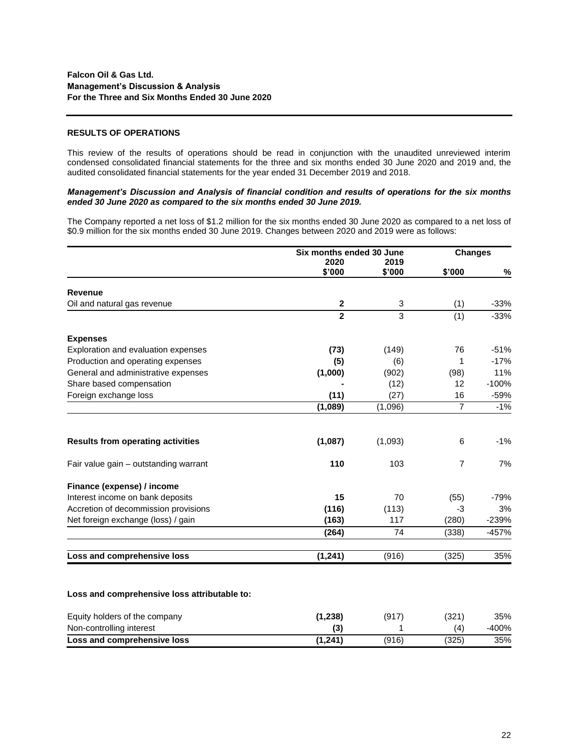**Falcon Oil & Gas Ltd.**
**Management's Discussion & Analysis**
**For the Three and Six Months Ended 30 June 2020**

## RESULTS OF OPERATIONS

This review of the results of operations should be read in conjunction with the unaudited unreviewed interim condensed consolidated financial statements for the three and six months ended 30 June 2020 and 2019 and, the audited consolidated financial statements for the year ended 31 December 2019 and 2018.

***Management's Discussion and Analysis of financial condition and results of operations for the six months ended 30 June 2020 as compared to the six months ended 30 June 2019.***

The Company reported a net loss of $1.2 million for the six months ended 30 June 2020 as compared to a net loss of $0.9 million for the six months ended 30 June 2019. Changes between 2020 and 2019 were as follows:

| | Six months ended 30 June | | Changes | |
|---|---|---|---|---|
| | 2020 | 2019 | | |
| | $'000 | $'000 | $'000 | % |
| **Revenue** | | | | |
| Oil and natural gas revenue | **2** | 3 | (1) | -33% |
| | **2** | 3 | (1) | -33% |
| **Expenses** | | | | |
| Exploration and evaluation expenses | **(73)** | (149) | 76 | -51% |
| Production and operating expenses | **(5)** | (6) | 1 | -17% |
| General and administrative expenses | **(1,000)** | (902) | (98) | 11% |
| Share based compensation | **-** | (12) | 12 | -100% |
| Foreign exchange loss | **(11)** | (27) | 16 | -59% |
| | **(1,089)** | (1,096) | 7 | -1% |
| **Results from operating activities** | **(1,087)** | (1,093) | 6 | -1% |
| Fair value gain – outstanding warrant | **110** | 103 | 7 | 7% |
| **Finance (expense) / income** | | | | |
| Interest income on bank deposits | **15** | 70 | (55) | -79% |
| Accretion of decommission provisions | **(116)** | (113) | -3 | 3% |
| Net foreign exchange (loss) / gain | **(163)** | 117 | (280) | -239% |
| | **(264)** | 74 | (338) | -457% |
| **Loss and comprehensive loss** | **(1,241)** | (916) | (325) | 35% |

**Loss and comprehensive loss attributable to:**

| | 2020 | 2019 | | |
|---|---|---|---|---|
| Equity holders of the company | **(1,238)** | (917) | (321) | 35% |
| Non-controlling interest | **(3)** | 1 | (4) | -400% |
| **Loss and comprehensive loss** | **(1,241)** | (916) | (325) | 35% |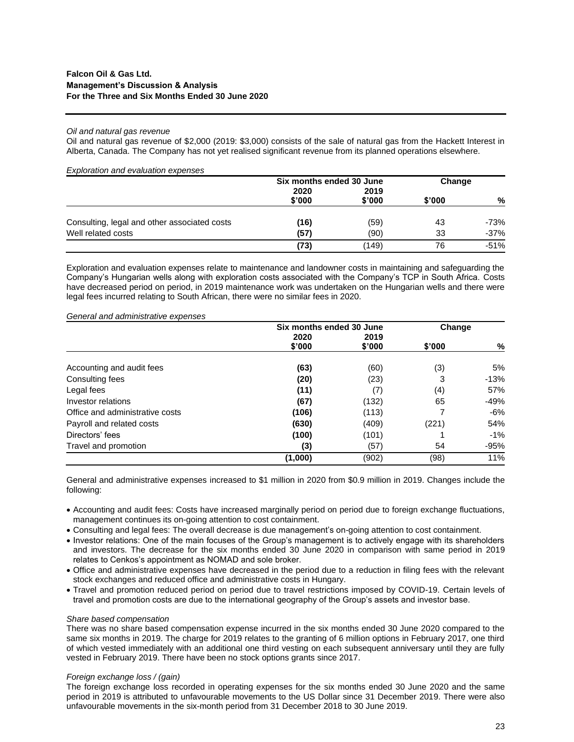*Oil and natural gas revenue*

Oil and natural gas revenue of $2,000 (2019: $3,000) consists of the sale of natural gas from the Hackett Interest in Alberta, Canada. The Company has not yet realised significant revenue from its planned operations elsewhere.

*Exploration and evaluation expenses*

| | Six months ended 30 June | | Change | |
|---|---|---|---|---|
| | 2020 | 2019 | | |
| | $'000 | $'000 | $'000 | % |
| Consulting, legal and other associated costs | **(16)** | (59) | 43 | -73% |
| Well related costs | **(57)** | (90) | 33 | -37% |
| | **(73)** | (149) | 76 | -51% |

Exploration and evaluation expenses relate to maintenance and landowner costs in maintaining and safeguarding the Company's Hungarian wells along with exploration costs associated with the Company's TCP in South Africa. Costs have decreased period on period, in 2019 maintenance work was undertaken on the Hungarian wells and there were legal fees incurred relating to South African, there were no similar fees in 2020.

*General and administrative expenses*

| | Six months ended 30 June | | Change | |
|---|---|---|---|---|
| | 2020 | 2019 | | |
| | $'000 | $'000 | $'000 | % |
| Accounting and audit fees | **(63)** | (60) | (3) | 5% |
| Consulting fees | **(20)** | (23) | 3 | -13% |
| Legal fees | **(11)** | (7) | (4) | 57% |
| Investor relations | **(67)** | (132) | 65 | -49% |
| Office and administrative costs | **(106)** | (113) | 7 | -6% |
| Payroll and related costs | **(630)** | (409) | (221) | 54% |
| Directors' fees | **(100)** | (101) | 1 | -1% |
| Travel and promotion | **(3)** | (57) | 54 | -95% |
| | **(1,000)** | (902) | (98) | 11% |

General and administrative expenses increased to $1 million in 2020 from $0.9 million in 2019. Changes include the following:

- Accounting and audit fees: Costs have increased marginally period on period due to foreign exchange fluctuations, management continues its on-going attention to cost containment.
- Consulting and legal fees: The overall decrease is due management's on-going attention to cost containment.
- Investor relations: One of the main focuses of the Group's management is to actively engage with its shareholders and investors. The decrease for the six months ended 30 June 2020 in comparison with same period in 2019 relates to Cenkos's appointment as NOMAD and sole broker.
- Office and administrative expenses have decreased in the period due to a reduction in filing fees with the relevant stock exchanges and reduced office and administrative costs in Hungary.
- Travel and promotion reduced period on period due to travel restrictions imposed by COVID-19. Certain levels of travel and promotion costs are due to the international geography of the Group's assets and investor base.

*Share based compensation*

There was no share based compensation expense incurred in the six months ended 30 June 2020 compared to the same six months in 2019. The charge for 2019 relates to the granting of 6 million options in February 2017, one third of which vested immediately with an additional one third vesting on each subsequent anniversary until they are fully vested in February 2019. There have been no stock options grants since 2017.

*Foreign exchange loss / (gain)*

The foreign exchange loss recorded in operating expenses for the six months ended 30 June 2020 and the same period in 2019 is attributed to unfavourable movements to the US Dollar since 31 December 2019. There were also unfavourable movements in the six-month period from 31 December 2018 to 30 June 2019.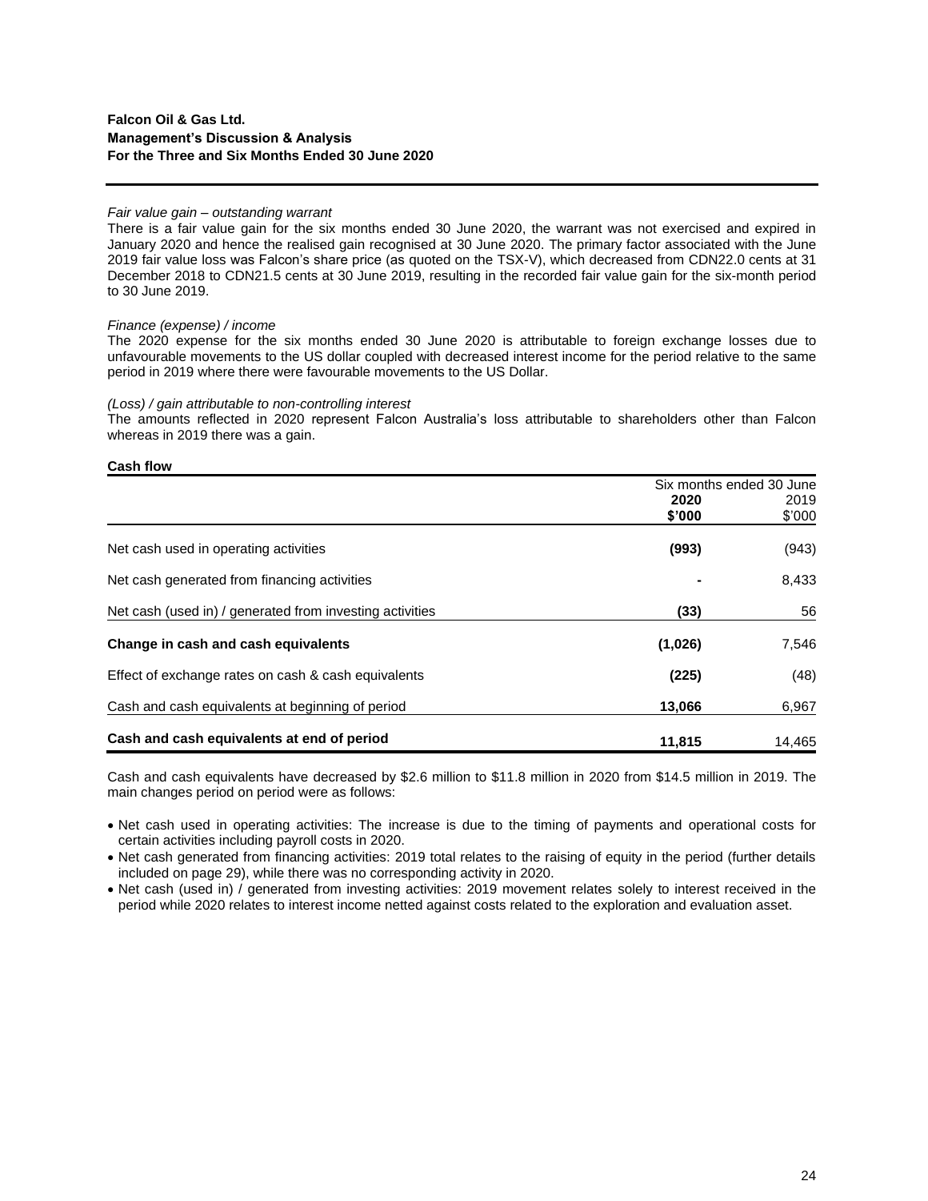*Fair value gain – outstanding warrant*
There is a fair value gain for the six months ended 30 June 2020, the warrant was not exercised and expired in January 2020 and hence the realised gain recognised at 30 June 2020. The primary factor associated with the June 2019 fair value loss was Falcon's share price (as quoted on the TSX-V), which decreased from CDN22.0 cents at 31 December 2018 to CDN21.5 cents at 30 June 2019, resulting in the recorded fair value gain for the six-month period to 30 June 2019.

*Finance (expense) / income*
The 2020 expense for the six months ended 30 June 2020 is attributable to foreign exchange losses due to unfavourable movements to the US dollar coupled with decreased interest income for the period relative to the same period in 2019 where there were favourable movements to the US Dollar.

*(Loss) / gain attributable to non-controlling interest*
The amounts reflected in 2020 represent Falcon Australia's loss attributable to shareholders other than Falcon whereas in 2019 there was a gain.

**Cash flow**

| | Six months ended 30 June | |
|---|---|---|
| | **2020** | 2019 |
| | **$'000** | $'000 |
| Net cash used in operating activities | **(993)** | (943) |
| Net cash generated from financing activities | **-** | 8,433 |
| Net cash (used in) / generated from investing activities | **(33)** | 56 |
| **Change in cash and cash equivalents** | **(1,026)** | 7,546 |
| Effect of exchange rates on cash & cash equivalents | **(225)** | (48) |
| Cash and cash equivalents at beginning of period | **13,066** | 6,967 |
| **Cash and cash equivalents at end of period** | **11,815** | 14,465 |

Cash and cash equivalents have decreased by $2.6 million to $11.8 million in 2020 from $14.5 million in 2019. The main changes period on period were as follows:

- Net cash used in operating activities: The increase is due to the timing of payments and operational costs for certain activities including payroll costs in 2020.
- Net cash generated from financing activities: 2019 total relates to the raising of equity in the period (further details included on page 29), while there was no corresponding activity in 2020.
- Net cash (used in) / generated from investing activities: 2019 movement relates solely to interest received in the period while 2020 relates to interest income netted against costs related to the exploration and evaluation asset.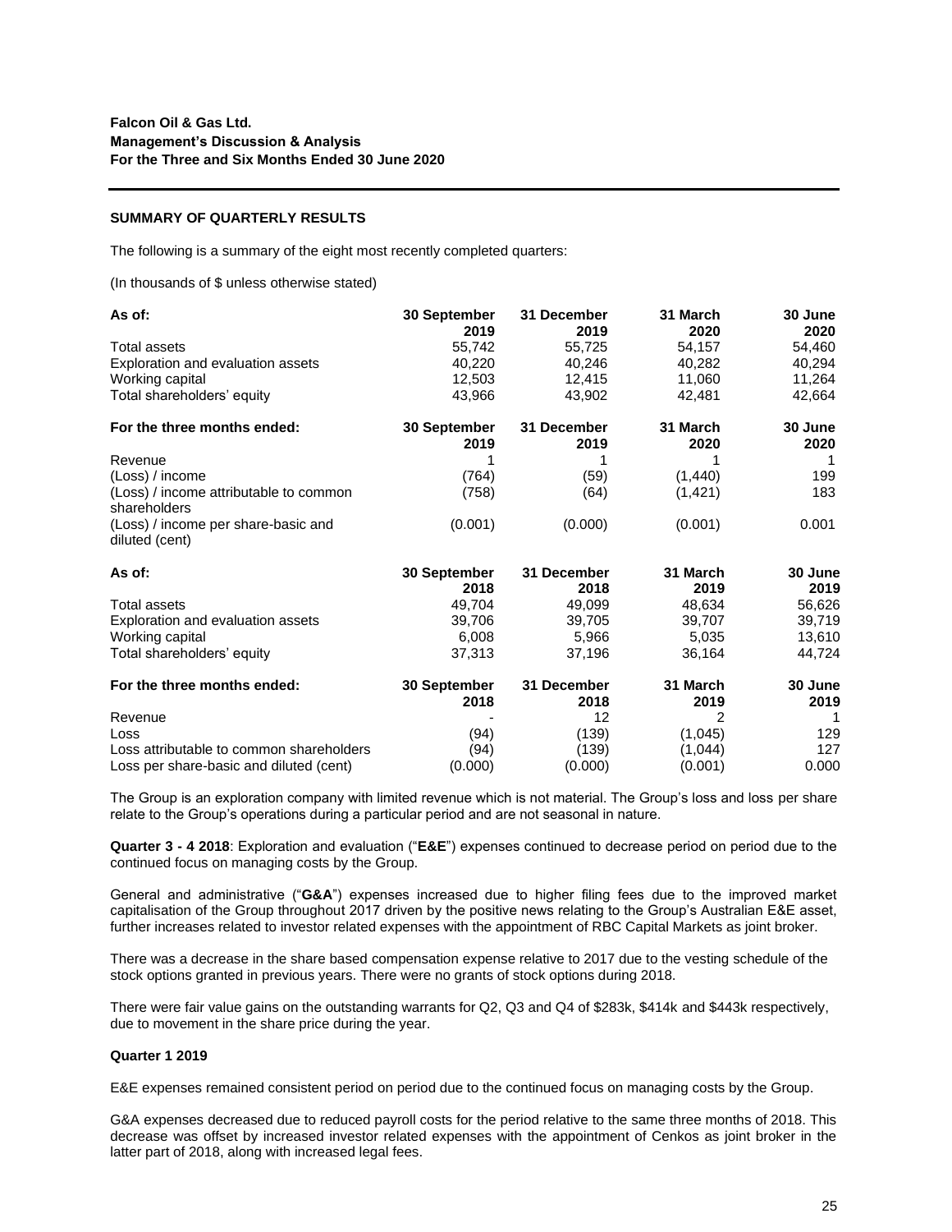**Falcon Oil & Gas Ltd.**
**Management's Discussion & Analysis**
**For the Three and Six Months Ended 30 June 2020**

**SUMMARY OF QUARTERLY RESULTS**

The following is a summary of the eight most recently completed quarters:

(In thousands of $ unless otherwise stated)

| As of: | 30 September 2019 | 31 December 2019 | 31 March 2020 | 30 June 2020 |
|---|---|---|---|---|
| Total assets | 55,742 | 55,725 | 54,157 | 54,460 |
| Exploration and evaluation assets | 40,220 | 40,246 | 40,282 | 40,294 |
| Working capital | 12,503 | 12,415 | 11,060 | 11,264 |
| Total shareholders' equity | 43,966 | 43,902 | 42,481 | 42,664 |
| **For the three months ended:** | **30 September 2019** | **31 December 2019** | **31 March 2020** | **30 June 2020** |
| Revenue | 1 | 1 | 1 | 1 |
| (Loss) / income | (764) | (59) | (1,440) | 199 |
| (Loss) / income attributable to common shareholders | (758) | (64) | (1,421) | 183 |
| (Loss) / income per share-basic and diluted (cent) | (0.001) | (0.000) | (0.001) | 0.001 |

| As of: | 30 September 2018 | 31 December 2018 | 31 March 2019 | 30 June 2019 |
|---|---|---|---|---|
| Total assets | 49,704 | 49,099 | 48,634 | 56,626 |
| Exploration and evaluation assets | 39,706 | 39,705 | 39,707 | 39,719 |
| Working capital | 6,008 | 5,966 | 5,035 | 13,610 |
| Total shareholders' equity | 37,313 | 37,196 | 36,164 | 44,724 |
| **For the three months ended:** | **30 September 2018** | **31 December 2018** | **31 March 2019** | **30 June 2019** |
| Revenue | - | 12 | 2 | 1 |
| Loss | (94) | (139) | (1,045) | 129 |
| Loss attributable to common shareholders | (94) | (139) | (1,044) | 127 |
| Loss per share-basic and diluted (cent) | (0.000) | (0.000) | (0.001) | 0.000 |

The Group is an exploration company with limited revenue which is not material. The Group's loss and loss per share relate to the Group's operations during a particular period and are not seasonal in nature.

**Quarter 3 - 4 2018**: Exploration and evaluation ("**E&E**") expenses continued to decrease period on period due to the continued focus on managing costs by the Group.

General and administrative ("**G&A**") expenses increased due to higher filing fees due to the improved market capitalisation of the Group throughout 2017 driven by the positive news relating to the Group's Australian E&E asset, further increases related to investor related expenses with the appointment of RBC Capital Markets as joint broker.

There was a decrease in the share based compensation expense relative to 2017 due to the vesting schedule of the stock options granted in previous years. There were no grants of stock options during 2018.

There were fair value gains on the outstanding warrants for Q2, Q3 and Q4 of $283k, $414k and $443k respectively, due to movement in the share price during the year.

**Quarter 1 2019**

E&E expenses remained consistent period on period due to the continued focus on managing costs by the Group.

G&A expenses decreased due to reduced payroll costs for the period relative to the same three months of 2018. This decrease was offset by increased investor related expenses with the appointment of Cenkos as joint broker in the latter part of 2018, along with increased legal fees.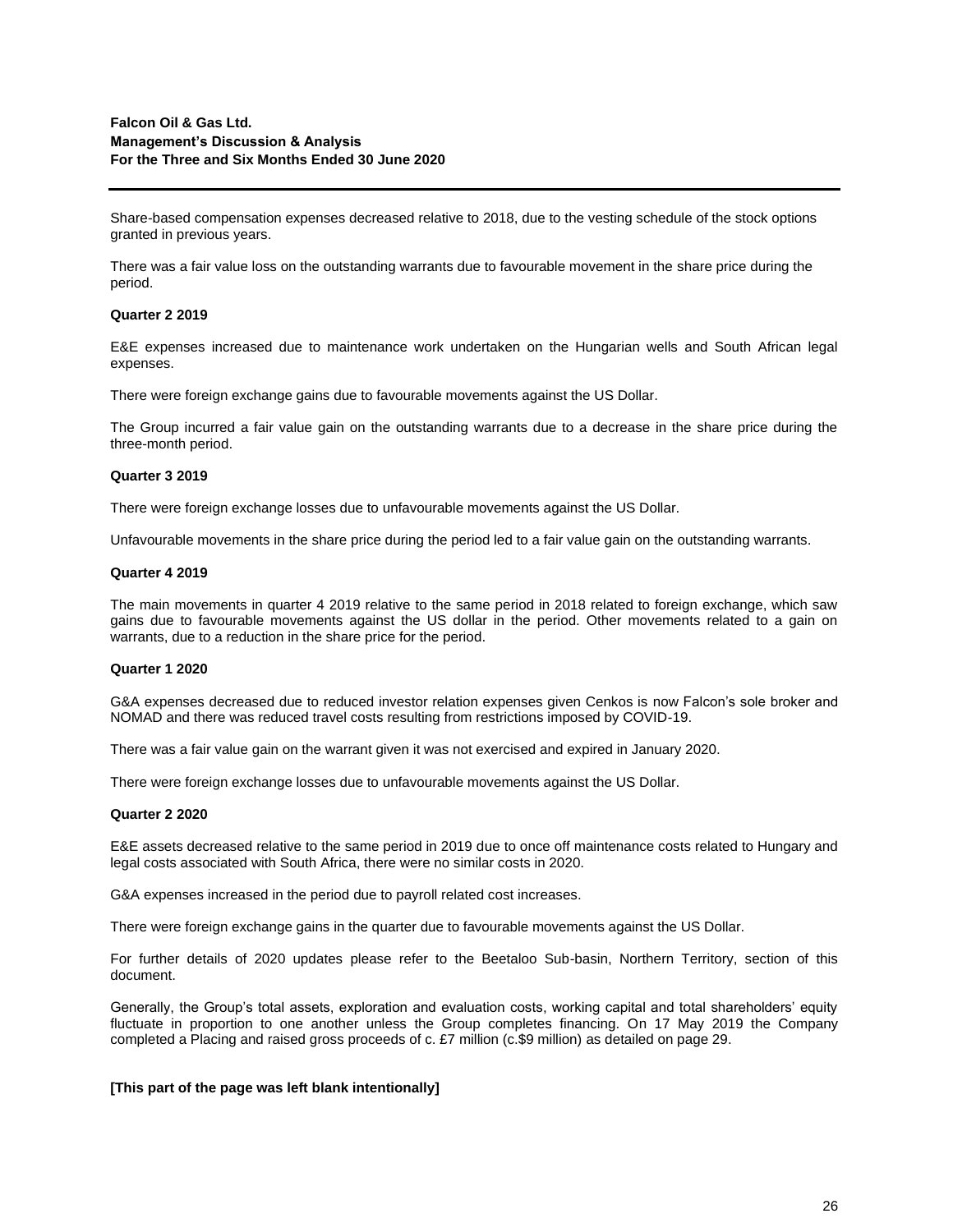Share-based compensation expenses decreased relative to 2018, due to the vesting schedule of the stock options granted in previous years.

There was a fair value loss on the outstanding warrants due to favourable movement in the share price during the period.

**Quarter 2 2019**

E&E expenses increased due to maintenance work undertaken on the Hungarian wells and South African legal expenses.

There were foreign exchange gains due to favourable movements against the US Dollar.

The Group incurred a fair value gain on the outstanding warrants due to a decrease in the share price during the three-month period.

**Quarter 3 2019**

There were foreign exchange losses due to unfavourable movements against the US Dollar.

Unfavourable movements in the share price during the period led to a fair value gain on the outstanding warrants.

**Quarter 4 2019**

The main movements in quarter 4 2019 relative to the same period in 2018 related to foreign exchange, which saw gains due to favourable movements against the US dollar in the period. Other movements related to a gain on warrants, due to a reduction in the share price for the period.

**Quarter 1 2020**

G&A expenses decreased due to reduced investor relation expenses given Cenkos is now Falcon's sole broker and NOMAD and there was reduced travel costs resulting from restrictions imposed by COVID-19.

There was a fair value gain on the warrant given it was not exercised and expired in January 2020.

There were foreign exchange losses due to unfavourable movements against the US Dollar.

**Quarter 2 2020**

E&E assets decreased relative to the same period in 2019 due to once off maintenance costs related to Hungary and legal costs associated with South Africa, there were no similar costs in 2020.

G&A expenses increased in the period due to payroll related cost increases.

There were foreign exchange gains in the quarter due to favourable movements against the US Dollar.

For further details of 2020 updates please refer to the Beetaloo Sub-basin, Northern Territory, section of this document.

Generally, the Group's total assets, exploration and evaluation costs, working capital and total shareholders' equity fluctuate in proportion to one another unless the Group completes financing. On 17 May 2019 the Company completed a Placing and raised gross proceeds of c. £7 million (c.$9 million) as detailed on page 29.

**[This part of the page was left blank intentionally]**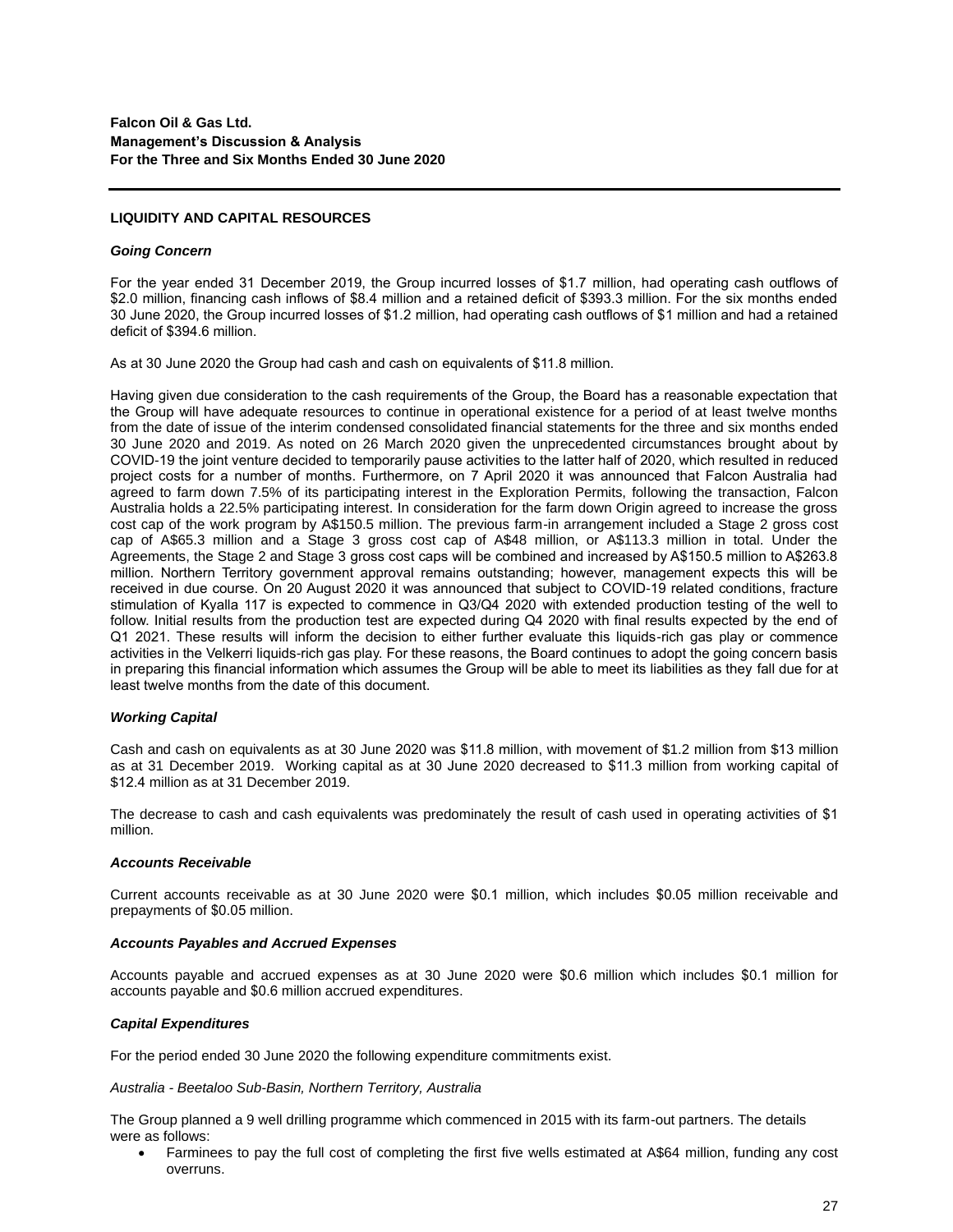**Falcon Oil & Gas Ltd.**
**Management's Discussion & Analysis**
**For the Three and Six Months Ended 30 June 2020**

## LIQUIDITY AND CAPITAL RESOURCES

### *Going Concern*

For the year ended 31 December 2019, the Group incurred losses of $1.7 million, had operating cash outflows of $2.0 million, financing cash inflows of $8.4 million and a retained deficit of $393.3 million. For the six months ended 30 June 2020, the Group incurred losses of $1.2 million, had operating cash outflows of $1 million and had a retained deficit of $394.6 million.

As at 30 June 2020 the Group had cash and cash on equivalents of $11.8 million.

Having given due consideration to the cash requirements of the Group, the Board has a reasonable expectation that the Group will have adequate resources to continue in operational existence for a period of at least twelve months from the date of issue of the interim condensed consolidated financial statements for the three and six months ended 30 June 2020 and 2019. As noted on 26 March 2020 given the unprecedented circumstances brought about by COVID-19 the joint venture decided to temporarily pause activities to the latter half of 2020, which resulted in reduced project costs for a number of months. Furthermore, on 7 April 2020 it was announced that Falcon Australia had agreed to farm down 7.5% of its participating interest in the Exploration Permits, following the transaction, Falcon Australia holds a 22.5% participating interest. In consideration for the farm down Origin agreed to increase the gross cost cap of the work program by A$150.5 million. The previous farm-in arrangement included a Stage 2 gross cost cap of A$65.3 million and a Stage 3 gross cost cap of A$48 million, or A$113.3 million in total. Under the Agreements, the Stage 2 and Stage 3 gross cost caps will be combined and increased by A$150.5 million to A$263.8 million. Northern Territory government approval remains outstanding; however, management expects this will be received in due course. On 20 August 2020 it was announced that subject to COVID-19 related conditions, fracture stimulation of Kyalla 117 is expected to commence in Q3/Q4 2020 with extended production testing of the well to follow. Initial results from the production test are expected during Q4 2020 with final results expected by the end of Q1 2021. These results will inform the decision to either further evaluate this liquids-rich gas play or commence activities in the Velkerri liquids-rich gas play. For these reasons, the Board continues to adopt the going concern basis in preparing this financial information which assumes the Group will be able to meet its liabilities as they fall due for at least twelve months from the date of this document.

### *Working Capital*

Cash and cash on equivalents as at 30 June 2020 was $11.8 million, with movement of $1.2 million from $13 million as at 31 December 2019. Working capital as at 30 June 2020 decreased to $11.3 million from working capital of $12.4 million as at 31 December 2019.

The decrease to cash and cash equivalents was predominately the result of cash used in operating activities of $1 million.

### *Accounts Receivable*

Current accounts receivable as at 30 June 2020 were $0.1 million, which includes $0.05 million receivable and prepayments of $0.05 million.

### *Accounts Payables and Accrued Expenses*

Accounts payable and accrued expenses as at 30 June 2020 were $0.6 million which includes $0.1 million for accounts payable and $0.6 million accrued expenditures.

### *Capital Expenditures*

For the period ended 30 June 2020 the following expenditure commitments exist.

*Australia - Beetaloo Sub-Basin, Northern Territory, Australia*

The Group planned a 9 well drilling programme which commenced in 2015 with its farm-out partners. The details were as follows:

- Farminees to pay the full cost of completing the first five wells estimated at A$64 million, funding any cost overruns.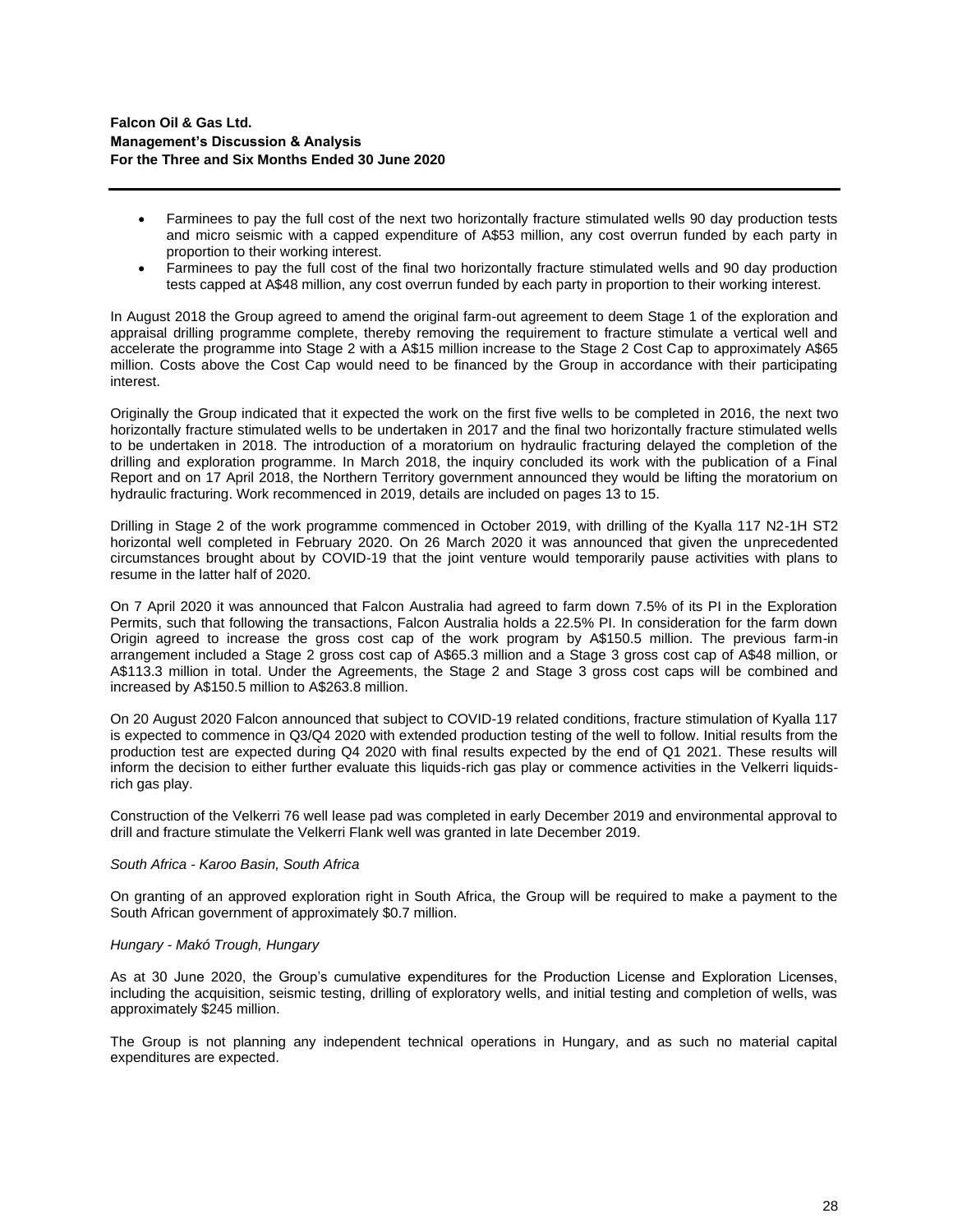- Farminees to pay the full cost of the next two horizontally fracture stimulated wells 90 day production tests and micro seismic with a capped expenditure of A$53 million, any cost overrun funded by each party in proportion to their working interest.
- Farminees to pay the full cost of the final two horizontally fracture stimulated wells and 90 day production tests capped at A$48 million, any cost overrun funded by each party in proportion to their working interest.

In August 2018 the Group agreed to amend the original farm-out agreement to deem Stage 1 of the exploration and appraisal drilling programme complete, thereby removing the requirement to fracture stimulate a vertical well and accelerate the programme into Stage 2 with a A$15 million increase to the Stage 2 Cost Cap to approximately A$65 million. Costs above the Cost Cap would need to be financed by the Group in accordance with their participating interest.

Originally the Group indicated that it expected the work on the first five wells to be completed in 2016, the next two horizontally fracture stimulated wells to be undertaken in 2017 and the final two horizontally fracture stimulated wells to be undertaken in 2018. The introduction of a moratorium on hydraulic fracturing delayed the completion of the drilling and exploration programme. In March 2018, the inquiry concluded its work with the publication of a Final Report and on 17 April 2018, the Northern Territory government announced they would be lifting the moratorium on hydraulic fracturing. Work recommenced in 2019, details are included on pages 13 to 15.

Drilling in Stage 2 of the work programme commenced in October 2019, with drilling of the Kyalla 117 N2-1H ST2 horizontal well completed in February 2020. On 26 March 2020 it was announced that given the unprecedented circumstances brought about by COVID-19 that the joint venture would temporarily pause activities with plans to resume in the latter half of 2020.

On 7 April 2020 it was announced that Falcon Australia had agreed to farm down 7.5% of its PI in the Exploration Permits, such that following the transactions, Falcon Australia holds a 22.5% PI. In consideration for the farm down Origin agreed to increase the gross cost cap of the work program by A$150.5 million. The previous farm-in arrangement included a Stage 2 gross cost cap of A$65.3 million and a Stage 3 gross cost cap of A$48 million, or A$113.3 million in total. Under the Agreements, the Stage 2 and Stage 3 gross cost caps will be combined and increased by A$150.5 million to A$263.8 million.

On 20 August 2020 Falcon announced that subject to COVID-19 related conditions, fracture stimulation of Kyalla 117 is expected to commence in Q3/Q4 2020 with extended production testing of the well to follow. Initial results from the production test are expected during Q4 2020 with final results expected by the end of Q1 2021. These results will inform the decision to either further evaluate this liquids-rich gas play or commence activities in the Velkerri liquids-rich gas play.

Construction of the Velkerri 76 well lease pad was completed in early December 2019 and environmental approval to drill and fracture stimulate the Velkerri Flank well was granted in late December 2019.

*South Africa - Karoo Basin, South Africa*

On granting of an approved exploration right in South Africa, the Group will be required to make a payment to the South African government of approximately $0.7 million.

*Hungary - Makó Trough, Hungary*

As at 30 June 2020, the Group's cumulative expenditures for the Production License and Exploration Licenses, including the acquisition, seismic testing, drilling of exploratory wells, and initial testing and completion of wells, was approximately $245 million.

The Group is not planning any independent technical operations in Hungary, and as such no material capital expenditures are expected.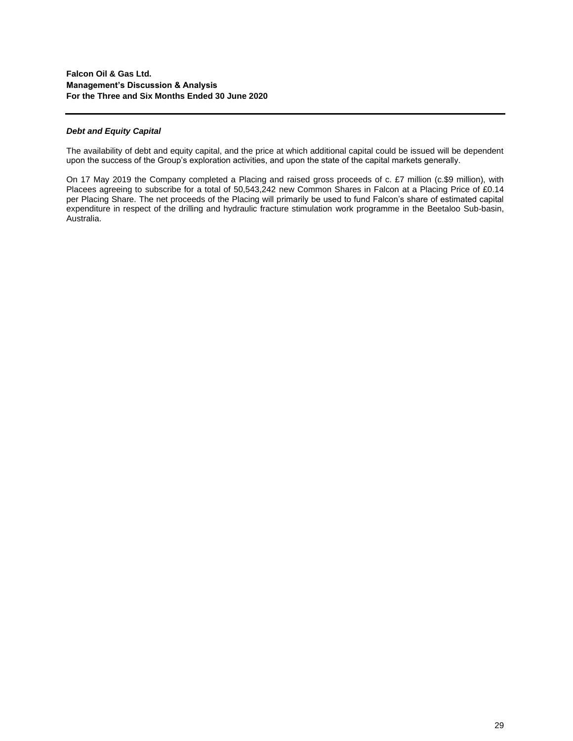***Debt and Equity Capital***

The availability of debt and equity capital, and the price at which additional capital could be issued will be dependent upon the success of the Group's exploration activities, and upon the state of the capital markets generally.

On 17 May 2019 the Company completed a Placing and raised gross proceeds of c. £7 million (c.$9 million), with Placees agreeing to subscribe for a total of 50,543,242 new Common Shares in Falcon at a Placing Price of £0.14 per Placing Share. The net proceeds of the Placing will primarily be used to fund Falcon's share of estimated capital expenditure in respect of the drilling and hydraulic fracture stimulation work programme in the Beetaloo Sub-basin, Australia.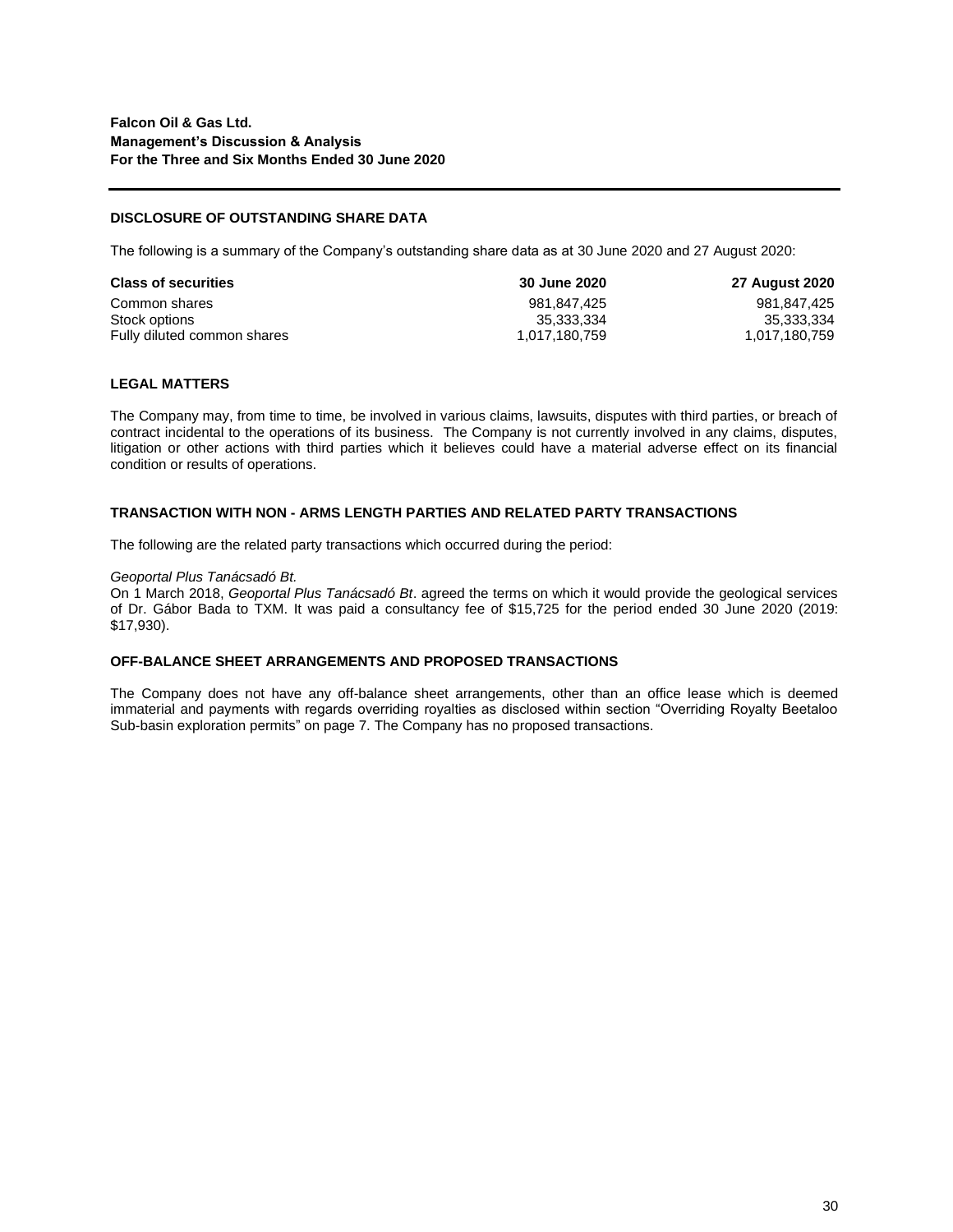## DISCLOSURE OF OUTSTANDING SHARE DATA

The following is a summary of the Company's outstanding share data as at 30 June 2020 and 27 August 2020:

| Class of securities | 30 June 2020 | 27 August 2020 |
|---|---|---|
| Common shares | 981,847,425 | 981,847,425 |
| Stock options | 35,333,334 | 35,333,334 |
| Fully diluted common shares | 1,017,180,759 | 1,017,180,759 |

## LEGAL MATTERS

The Company may, from time to time, be involved in various claims, lawsuits, disputes with third parties, or breach of contract incidental to the operations of its business. The Company is not currently involved in any claims, disputes, litigation or other actions with third parties which it believes could have a material adverse effect on its financial condition or results of operations.

## TRANSACTION WITH NON - ARMS LENGTH PARTIES AND RELATED PARTY TRANSACTIONS

The following are the related party transactions which occurred during the period:

*Geoportal Plus Tanácsadó Bt.*

On 1 March 2018, *Geoportal Plus Tanácsadó Bt*. agreed the terms on which it would provide the geological services of Dr. Gábor Bada to TXM. It was paid a consultancy fee of $15,725 for the period ended 30 June 2020 (2019: $17,930).

## OFF-BALANCE SHEET ARRANGEMENTS AND PROPOSED TRANSACTIONS

The Company does not have any off-balance sheet arrangements, other than an office lease which is deemed immaterial and payments with regards overriding royalties as disclosed within section "Overriding Royalty Beetaloo Sub-basin exploration permits" on page 7. The Company has no proposed transactions.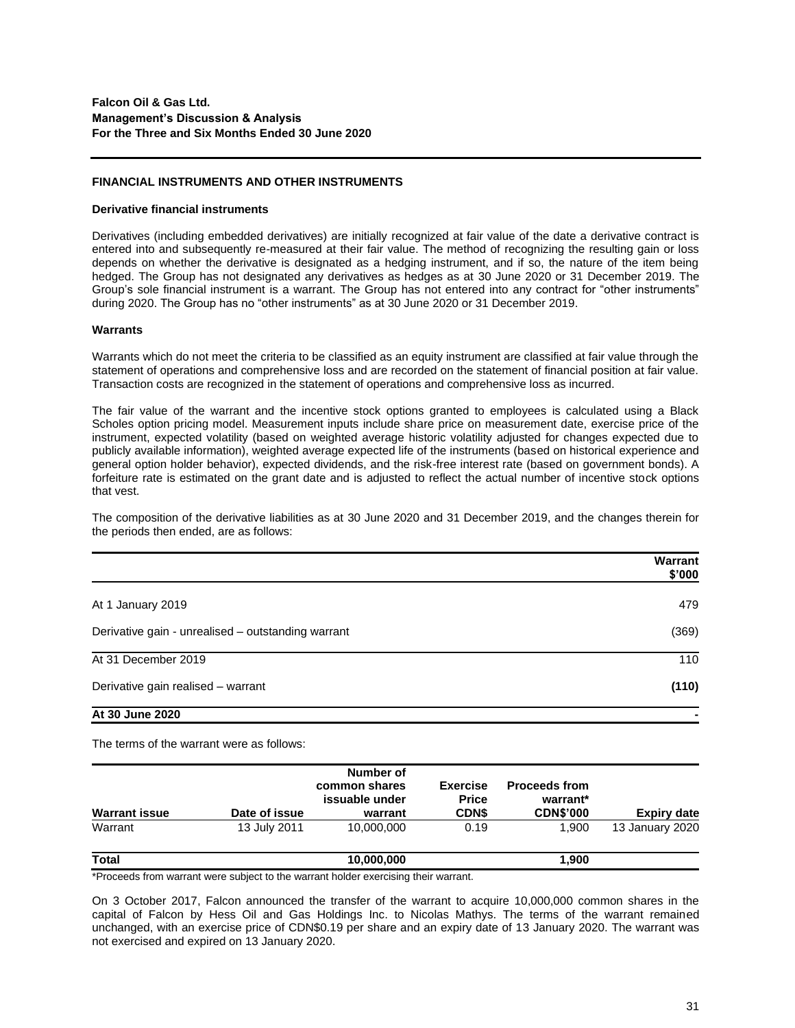## FINANCIAL INSTRUMENTS AND OTHER INSTRUMENTS

### Derivative financial instruments

Derivatives (including embedded derivatives) are initially recognized at fair value of the date a derivative contract is entered into and subsequently re-measured at their fair value. The method of recognizing the resulting gain or loss depends on whether the derivative is designated as a hedging instrument, and if so, the nature of the item being hedged. The Group has not designated any derivatives as hedges as at 30 June 2020 or 31 December 2019. The Group's sole financial instrument is a warrant. The Group has not entered into any contract for "other instruments" during 2020. The Group has no "other instruments" as at 30 June 2020 or 31 December 2019.

### Warrants

Warrants which do not meet the criteria to be classified as an equity instrument are classified at fair value through the statement of operations and comprehensive loss and are recorded on the statement of financial position at fair value. Transaction costs are recognized in the statement of operations and comprehensive loss as incurred.

The fair value of the warrant and the incentive stock options granted to employees is calculated using a Black Scholes option pricing model. Measurement inputs include share price on measurement date, exercise price of the instrument, expected volatility (based on weighted average historic volatility adjusted for changes expected due to publicly available information), weighted average expected life of the instruments (based on historical experience and general option holder behavior), expected dividends, and the risk-free interest rate (based on government bonds). A forfeiture rate is estimated on the grant date and is adjusted to reflect the actual number of incentive stock options that vest.

The composition of the derivative liabilities as at 30 June 2020 and 31 December 2019, and the changes therein for the periods then ended, are as follows:

| | Warrant $'000 |
|---|---|
| At 1 January 2019 | 479 |
| Derivative gain - unrealised – outstanding warrant | (369) |
| At 31 December 2019 | 110 |
| Derivative gain realised – warrant | **(110)** |
| **At 30 June 2020** | **-** |

The terms of the warrant were as follows:

| Warrant issue | Date of issue | Number of common shares issuable under warrant | Exercise Price CDN$ | Proceeds from warrant* CDN$'000 | Expiry date |
|---|---|---|---|---|---|
| Warrant | 13 July 2011 | 10,000,000 | 0.19 | 1,900 | 13 January 2020 |
| **Total** | | **10,000,000** | | **1,900** | |

*Proceeds from warrant were subject to the warrant holder exercising their warrant.

On 3 October 2017, Falcon announced the transfer of the warrant to acquire 10,000,000 common shares in the capital of Falcon by Hess Oil and Gas Holdings Inc. to Nicolas Mathys. The terms of the warrant remained unchanged, with an exercise price of CDN$0.19 per share and an expiry date of 13 January 2020. The warrant was not exercised and expired on 13 January 2020.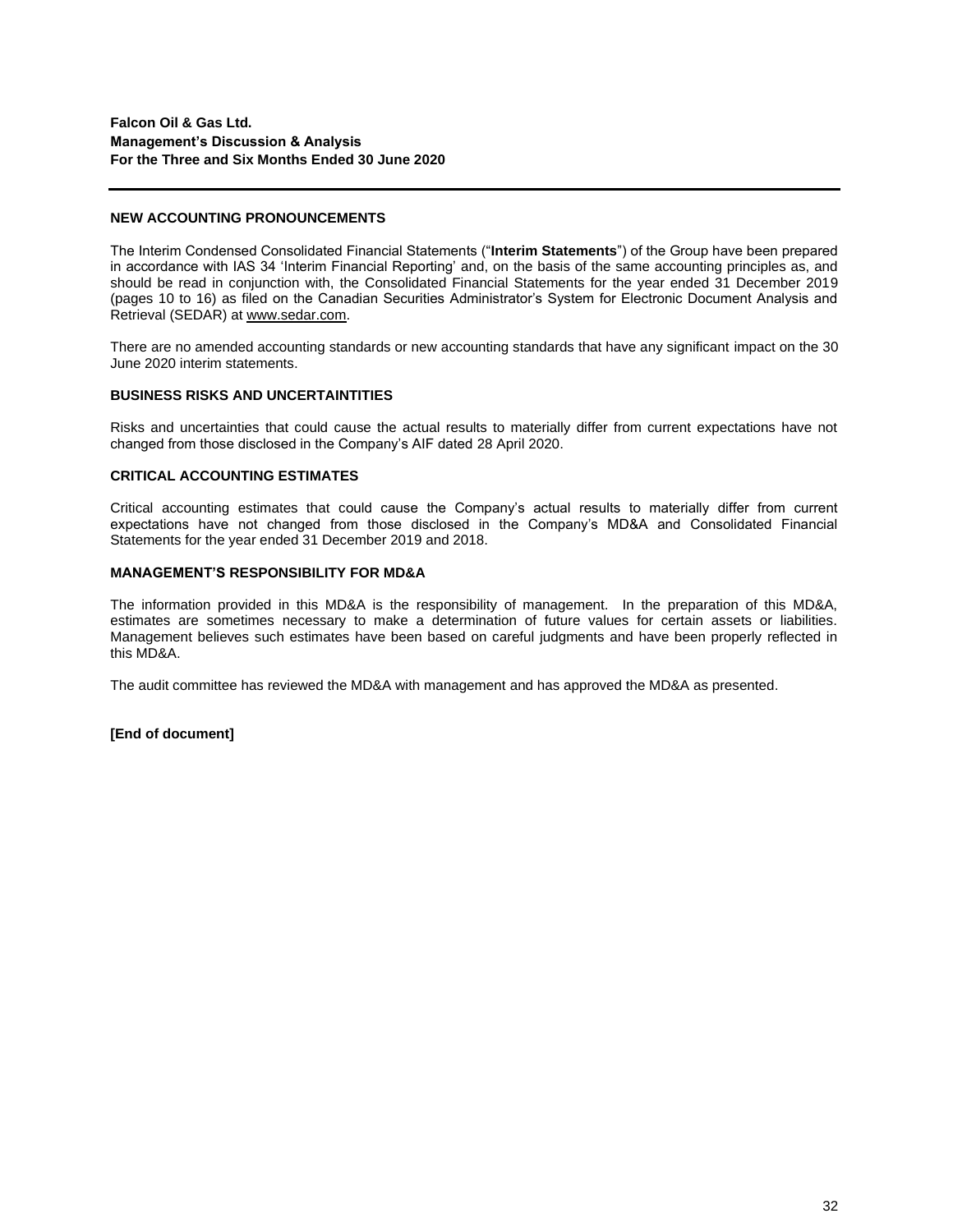## NEW ACCOUNTING PRONOUNCEMENTS

The Interim Condensed Consolidated Financial Statements ("**Interim Statements**") of the Group have been prepared in accordance with IAS 34 'Interim Financial Reporting' and, on the basis of the same accounting principles as, and should be read in conjunction with, the Consolidated Financial Statements for the year ended 31 December 2019 (pages 10 to 16) as filed on the Canadian Securities Administrator's System for Electronic Document Analysis and Retrieval (SEDAR) at www.sedar.com.

There are no amended accounting standards or new accounting standards that have any significant impact on the 30 June 2020 interim statements.

## BUSINESS RISKS AND UNCERTAINTITIES

Risks and uncertainties that could cause the actual results to materially differ from current expectations have not changed from those disclosed in the Company's AIF dated 28 April 2020.

## CRITICAL ACCOUNTING ESTIMATES

Critical accounting estimates that could cause the Company's actual results to materially differ from current expectations have not changed from those disclosed in the Company's MD&A and Consolidated Financial Statements for the year ended 31 December 2019 and 2018.

## MANAGEMENT'S RESPONSIBILITY FOR MD&A

The information provided in this MD&A is the responsibility of management. In the preparation of this MD&A, estimates are sometimes necessary to make a determination of future values for certain assets or liabilities. Management believes such estimates have been based on careful judgments and have been properly reflected in this MD&A.

The audit committee has reviewed the MD&A with management and has approved the MD&A as presented.

**[End of document]**